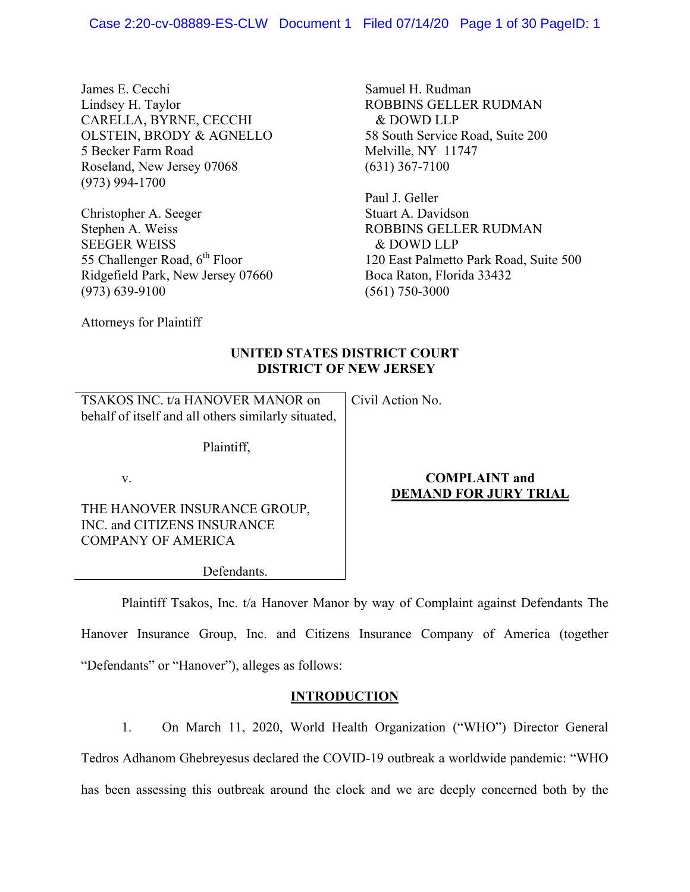James E. Cecchi
Lindsey H. Taylor
CARELLA, BYRNE, CECCHI
OLSTEIN, BRODY & AGNELLO
5 Becker Farm Road
Roseland, New Jersey 07068
(973) 994-1700

Christopher A. Seeger
Stephen A. Weiss
SEEGER WEISS
55 Challenger Road, 6th Floor
Ridgefield Park, New Jersey 07660
(973) 639-9100

Samuel H. Rudman
ROBBINS GELLER RUDMAN
& DOWD LLP
58 South Service Road, Suite 200
Melville, NY 11747
(631) 367-7100

Paul J. Geller
Stuart A. Davidson
ROBBINS GELLER RUDMAN
& DOWD LLP
120 East Palmetto Park Road, Suite 500
Boca Raton, Florida 33432
(561) 750-3000

Attorneys for Plaintiff

**UNITED STATES DISTRICT COURT**
**DISTRICT OF NEW JERSEY**

TSAKOS INC. t/a HANOVER MANOR on behalf of itself and all others similarly situated,

Plaintiff,

v.

THE HANOVER INSURANCE GROUP, INC. and CITIZENS INSURANCE COMPANY OF AMERICA

Defendants.

Civil Action No.

**COMPLAINT and**
**DEMAND FOR JURY TRIAL**

Plaintiff Tsakos, Inc. t/a Hanover Manor by way of Complaint against Defendants The Hanover Insurance Group, Inc. and Citizens Insurance Company of America (together "Defendants" or "Hanover"), alleges as follows:

## INTRODUCTION

1. On March 11, 2020, World Health Organization ("WHO") Director General Tedros Adhanom Ghebreyesus declared the COVID-19 outbreak a worldwide pandemic: "WHO has been assessing this outbreak around the clock and we are deeply concerned both by the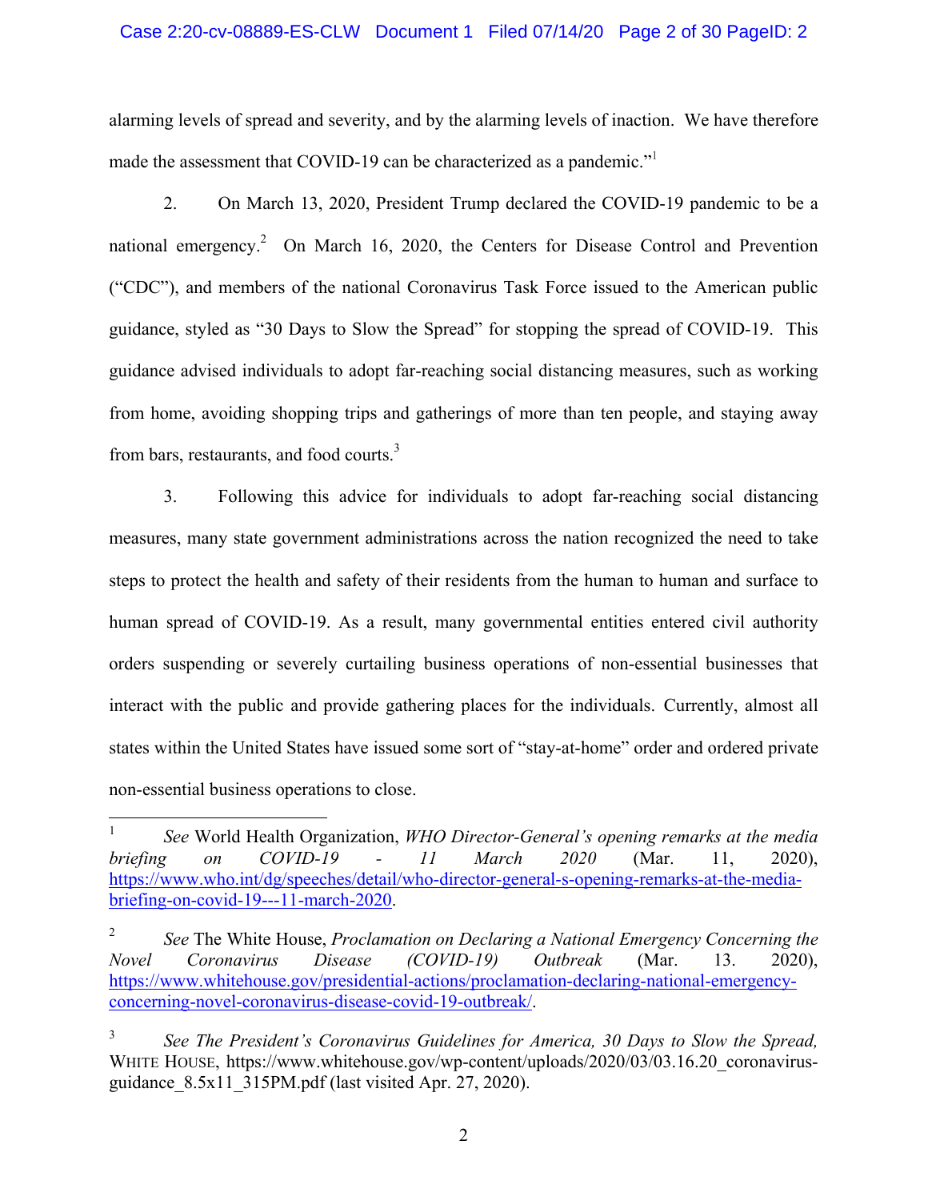alarming levels of spread and severity, and by the alarming levels of inaction. We have therefore made the assessment that COVID-19 can be characterized as a pandemic."[1]

2. On March 13, 2020, President Trump declared the COVID-19 pandemic to be a national emergency.[2] On March 16, 2020, the Centers for Disease Control and Prevention ("CDC"), and members of the national Coronavirus Task Force issued to the American public guidance, styled as "30 Days to Slow the Spread" for stopping the spread of COVID-19. This guidance advised individuals to adopt far-reaching social distancing measures, such as working from home, avoiding shopping trips and gatherings of more than ten people, and staying away from bars, restaurants, and food courts.[3]

3. Following this advice for individuals to adopt far-reaching social distancing measures, many state government administrations across the nation recognized the need to take steps to protect the health and safety of their residents from the human to human and surface to human spread of COVID-19. As a result, many governmental entities entered civil authority orders suspending or severely curtailing business operations of non-essential businesses that interact with the public and provide gathering places for the individuals. Currently, almost all states within the United States have issued some sort of "stay-at-home" order and ordered private non-essential business operations to close.

---

[1] *See* World Health Organization, *WHO Director-General's opening remarks at the media briefing on COVID-19 - 11 March 2020* (Mar. 11, 2020), https://www.who.int/dg/speeches/detail/who-director-general-s-opening-remarks-at-the-media-briefing-on-covid-19---11-march-2020.

[2] *See* The White House, *Proclamation on Declaring a National Emergency Concerning the Novel Coronavirus Disease (COVID-19) Outbreak* (Mar. 13. 2020), https://www.whitehouse.gov/presidential-actions/proclamation-declaring-national-emergency-concerning-novel-coronavirus-disease-covid-19-outbreak/.

[3] *See The President's Coronavirus Guidelines for America, 30 Days to Slow the Spread,* WHITE HOUSE, https://www.whitehouse.gov/wp-content/uploads/2020/03/03.16.20_coronavirus-guidance_8.5x11_315PM.pdf (last visited Apr. 27, 2020).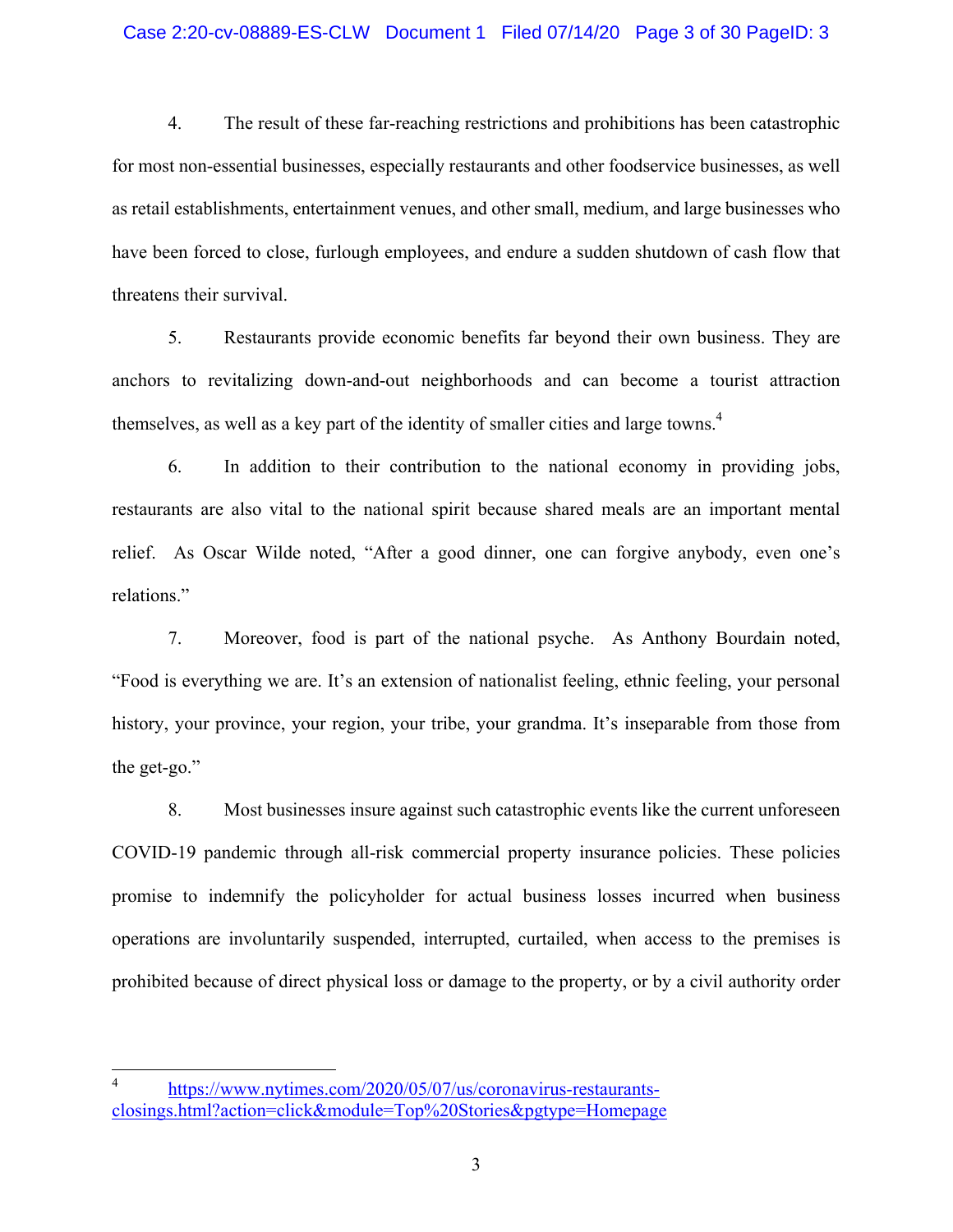4. The result of these far-reaching restrictions and prohibitions has been catastrophic for most non-essential businesses, especially restaurants and other foodservice businesses, as well as retail establishments, entertainment venues, and other small, medium, and large businesses who have been forced to close, furlough employees, and endure a sudden shutdown of cash flow that threatens their survival.

5. Restaurants provide economic benefits far beyond their own business. They are anchors to revitalizing down-and-out neighborhoods and can become a tourist attraction themselves, as well as a key part of the identity of smaller cities and large towns.[4]

6. In addition to their contribution to the national economy in providing jobs, restaurants are also vital to the national spirit because shared meals are an important mental relief. As Oscar Wilde noted, "After a good dinner, one can forgive anybody, even one's relations."

7. Moreover, food is part of the national psyche. As Anthony Bourdain noted, "Food is everything we are. It's an extension of nationalist feeling, ethnic feeling, your personal history, your province, your region, your tribe, your grandma. It's inseparable from those from the get-go."

8. Most businesses insure against such catastrophic events like the current unforeseen COVID-19 pandemic through all-risk commercial property insurance policies. These policies promise to indemnify the policyholder for actual business losses incurred when business operations are involuntarily suspended, interrupted, curtailed, when access to the premises is prohibited because of direct physical loss or damage to the property, or by a civil authority order

---

[4] https://www.nytimes.com/2020/05/07/us/coronavirus-restaurants-closings.html?action=click&module=Top%20Stories&pgtype=Homepage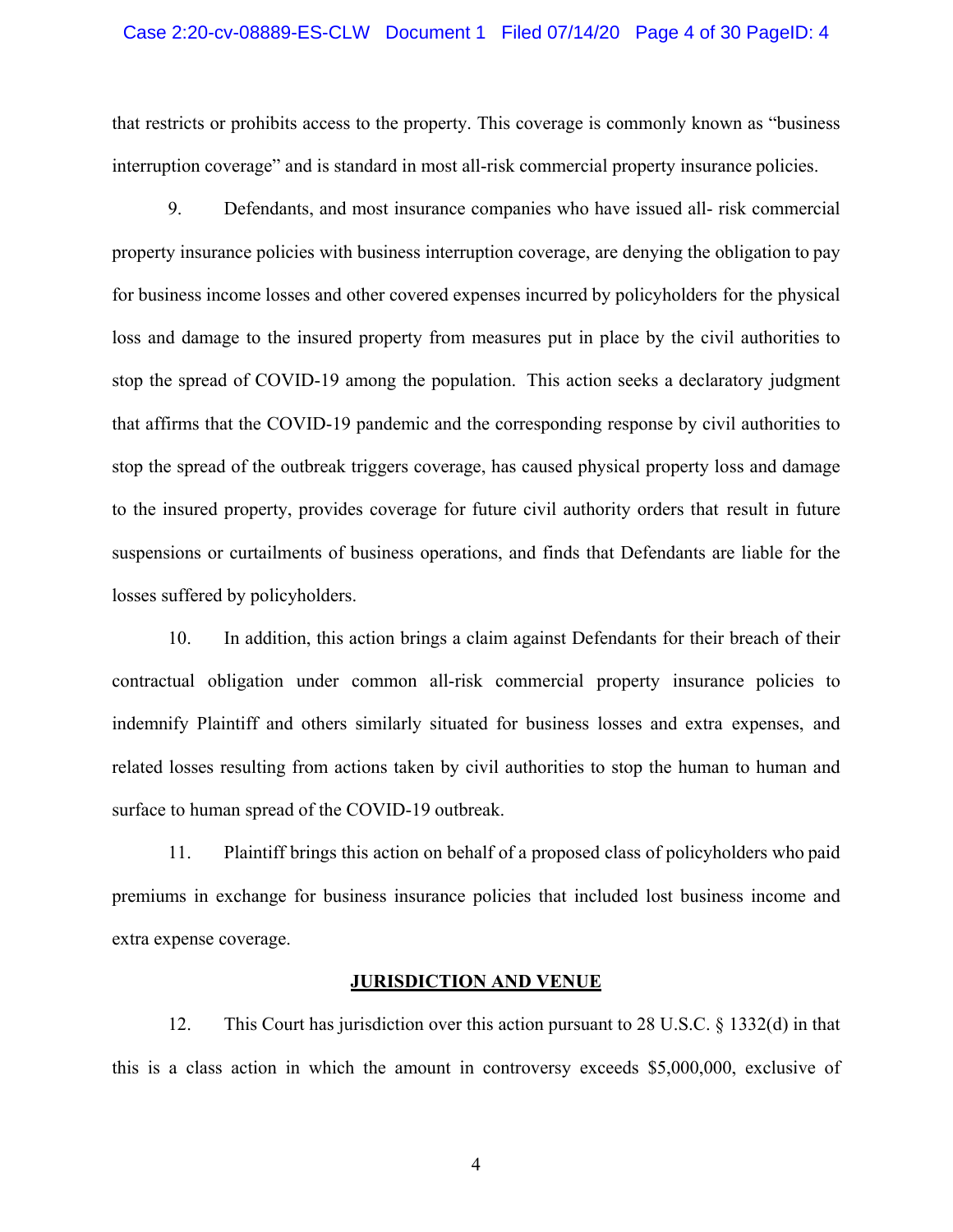that restricts or prohibits access to the property. This coverage is commonly known as "business interruption coverage" and is standard in most all-risk commercial property insurance policies.

9. Defendants, and most insurance companies who have issued all- risk commercial property insurance policies with business interruption coverage, are denying the obligation to pay for business income losses and other covered expenses incurred by policyholders for the physical loss and damage to the insured property from measures put in place by the civil authorities to stop the spread of COVID-19 among the population. This action seeks a declaratory judgment that affirms that the COVID-19 pandemic and the corresponding response by civil authorities to stop the spread of the outbreak triggers coverage, has caused physical property loss and damage to the insured property, provides coverage for future civil authority orders that result in future suspensions or curtailments of business operations, and finds that Defendants are liable for the losses suffered by policyholders.

10. In addition, this action brings a claim against Defendants for their breach of their contractual obligation under common all-risk commercial property insurance policies to indemnify Plaintiff and others similarly situated for business losses and extra expenses, and related losses resulting from actions taken by civil authorities to stop the human to human and surface to human spread of the COVID-19 outbreak.

11. Plaintiff brings this action on behalf of a proposed class of policyholders who paid premiums in exchange for business insurance policies that included lost business income and extra expense coverage.

## JURISDICTION AND VENUE

12. This Court has jurisdiction over this action pursuant to 28 U.S.C. § 1332(d) in that this is a class action in which the amount in controversy exceeds $5,000,000, exclusive of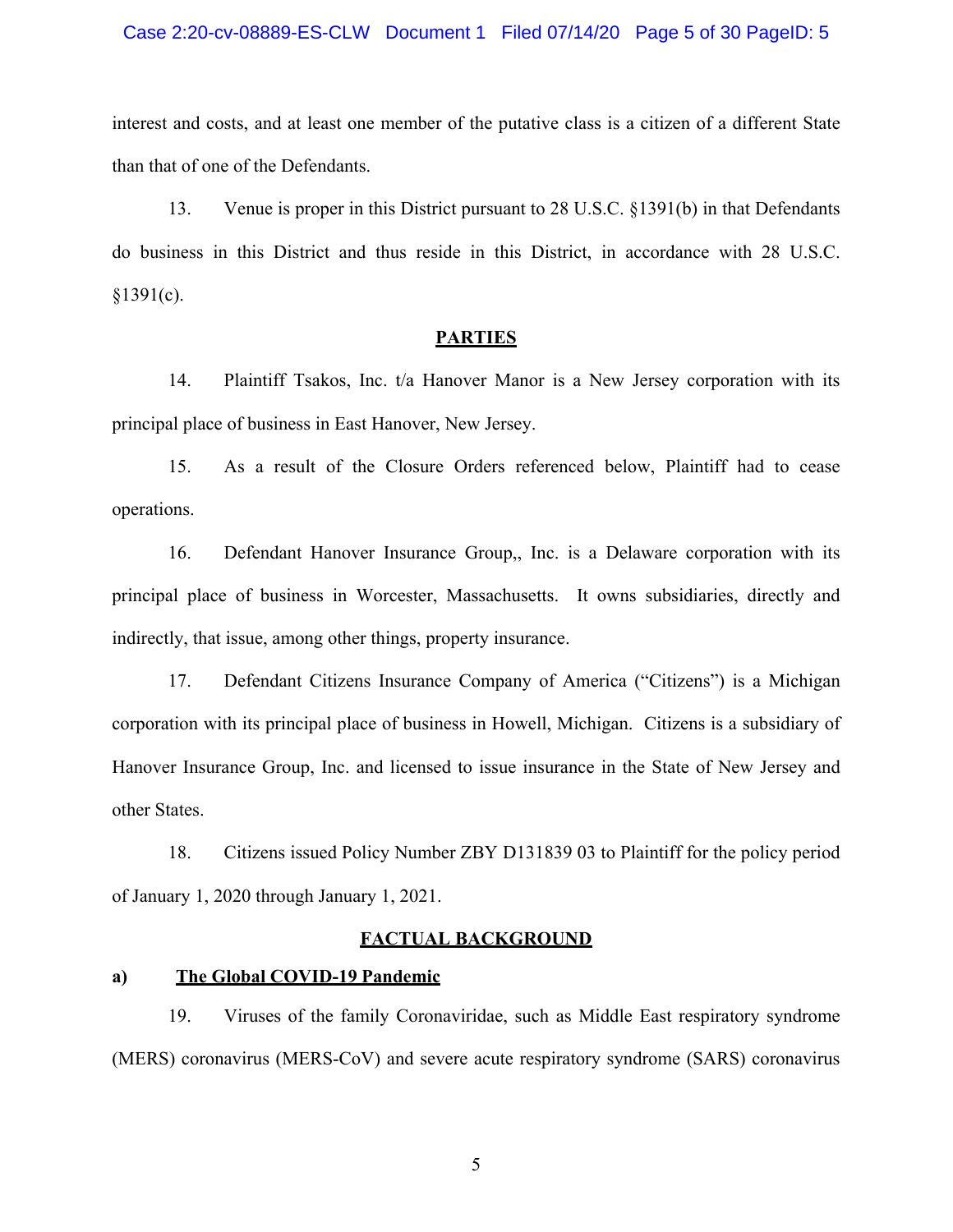interest and costs, and at least one member of the putative class is a citizen of a different State than that of one of the Defendants.

13. Venue is proper in this District pursuant to 28 U.S.C. §1391(b) in that Defendants do business in this District and thus reside in this District, in accordance with 28 U.S.C. §1391(c).

## PARTIES

14. Plaintiff Tsakos, Inc. t/a Hanover Manor is a New Jersey corporation with its principal place of business in East Hanover, New Jersey.

15. As a result of the Closure Orders referenced below, Plaintiff had to cease operations.

16. Defendant Hanover Insurance Group,, Inc. is a Delaware corporation with its principal place of business in Worcester, Massachusetts. It owns subsidiaries, directly and indirectly, that issue, among other things, property insurance.

17. Defendant Citizens Insurance Company of America ("Citizens") is a Michigan corporation with its principal place of business in Howell, Michigan. Citizens is a subsidiary of Hanover Insurance Group, Inc. and licensed to issue insurance in the State of New Jersey and other States.

18. Citizens issued Policy Number ZBY D131839 03 to Plaintiff for the policy period of January 1, 2020 through January 1, 2021.

## FACTUAL BACKGROUND

### a) The Global COVID-19 Pandemic

19. Viruses of the family Coronaviridae, such as Middle East respiratory syndrome (MERS) coronavirus (MERS-CoV) and severe acute respiratory syndrome (SARS) coronavirus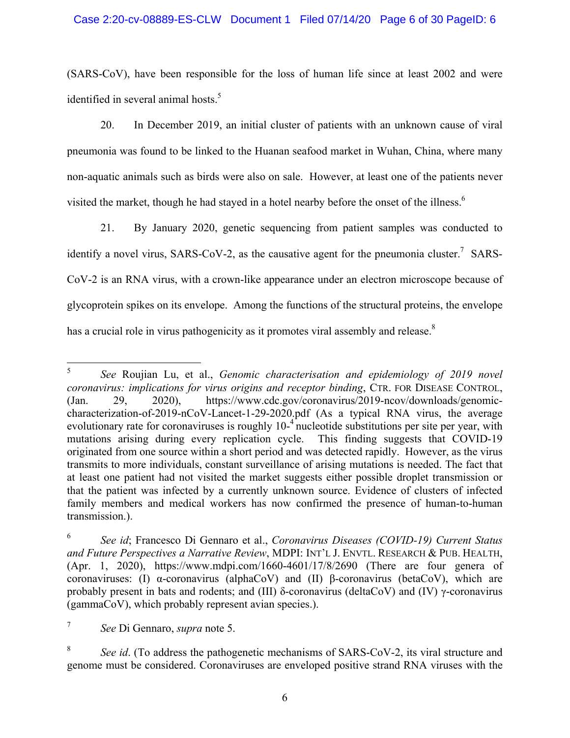(SARS-CoV), have been responsible for the loss of human life since at least 2002 and were identified in several animal hosts.[5]

20. In December 2019, an initial cluster of patients with an unknown cause of viral pneumonia was found to be linked to the Huanan seafood market in Wuhan, China, where many non-aquatic animals such as birds were also on sale. However, at least one of the patients never visited the market, though he had stayed in a hotel nearby before the onset of the illness.[6]

21. By January 2020, genetic sequencing from patient samples was conducted to identify a novel virus, SARS-CoV-2, as the causative agent for the pneumonia cluster.[7] SARS-CoV-2 is an RNA virus, with a crown-like appearance under an electron microscope because of glycoprotein spikes on its envelope. Among the functions of the structural proteins, the envelope has a crucial role in virus pathogenicity as it promotes viral assembly and release.[8]

---

[5] *See* Roujian Lu, et al., *Genomic characterisation and epidemiology of 2019 novel coronavirus: implications for virus origins and receptor binding*, CTR. FOR DISEASE CONTROL, (Jan. 29, 2020), https://www.cdc.gov/coronavirus/2019-ncov/downloads/genomic-characterization-of-2019-nCoV-Lancet-1-29-2020.pdf (As a typical RNA virus, the average evolutionary rate for coronaviruses is roughly $10^{-4}$ nucleotide substitutions per site per year, with mutations arising during every replication cycle. This finding suggests that COVID-19 originated from one source within a short period and was detected rapidly. However, as the virus transmits to more individuals, constant surveillance of arising mutations is needed. The fact that at least one patient had not visited the market suggests either possible droplet transmission or that the patient was infected by a currently unknown source. Evidence of clusters of infected family members and medical workers has now confirmed the presence of human-to-human transmission.).

[6] *See id*; Francesco Di Gennaro et al., *Coronavirus Diseases (COVID-19) Current Status and Future Perspectives a Narrative Review*, MDPI: INT'L J. ENVTL. RESEARCH & PUB. HEALTH, (Apr. 1, 2020), https://www.mdpi.com/1660-4601/17/8/2690 (There are four genera of coronaviruses: (I) α-coronavirus (alphaCoV) and (II) β-coronavirus (betaCoV), which are probably present in bats and rodents; and (III) δ-coronavirus (deltaCoV) and (IV) γ-coronavirus (gammaCoV), which probably represent avian species.).

[7] *See* Di Gennaro, *supra* note 5.

[8] *See id*. (To address the pathogenetic mechanisms of SARS-CoV-2, its viral structure and genome must be considered. Coronaviruses are enveloped positive strand RNA viruses with the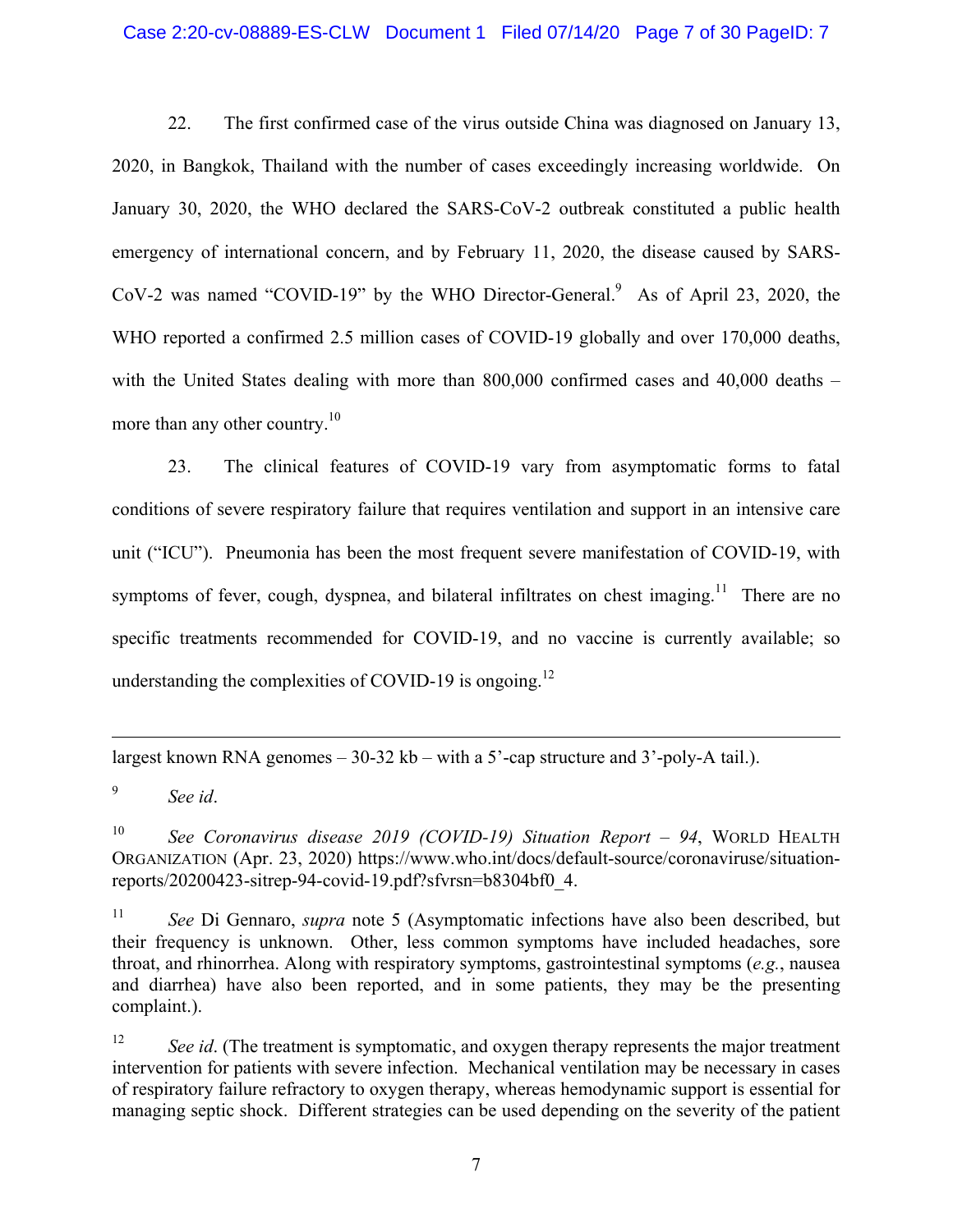22. The first confirmed case of the virus outside China was diagnosed on January 13, 2020, in Bangkok, Thailand with the number of cases exceedingly increasing worldwide. On January 30, 2020, the WHO declared the SARS-CoV-2 outbreak constituted a public health emergency of international concern, and by February 11, 2020, the disease caused by SARS-CoV-2 was named "COVID-19" by the WHO Director-General.[9] As of April 23, 2020, the WHO reported a confirmed 2.5 million cases of COVID-19 globally and over 170,000 deaths, with the United States dealing with more than 800,000 confirmed cases and 40,000 deaths – more than any other country.[10]

23. The clinical features of COVID-19 vary from asymptomatic forms to fatal conditions of severe respiratory failure that requires ventilation and support in an intensive care unit ("ICU"). Pneumonia has been the most frequent severe manifestation of COVID-19, with symptoms of fever, cough, dyspnea, and bilateral infiltrates on chest imaging.[11] There are no specific treatments recommended for COVID-19, and no vaccine is currently available; so understanding the complexities of COVID-19 is ongoing.[12]

---

largest known RNA genomes – 30-32 kb – with a 5'-cap structure and 3'-poly-A tail.).

[9] *See id*.

[10] *See Coronavirus disease 2019 (COVID-19) Situation Report – 94*, WORLD HEALTH ORGANIZATION (Apr. 23, 2020) https://www.who.int/docs/default-source/coronaviruse/situation-reports/20200423-sitrep-94-covid-19.pdf?sfvrsn=b8304bf0_4.

[11] *See* Di Gennaro, *supra* note 5 (Asymptomatic infections have also been described, but their frequency is unknown. Other, less common symptoms have included headaches, sore throat, and rhinorrhea. Along with respiratory symptoms, gastrointestinal symptoms (*e.g.*, nausea and diarrhea) have also been reported, and in some patients, they may be the presenting complaint.).

[12] *See id*. (The treatment is symptomatic, and oxygen therapy represents the major treatment intervention for patients with severe infection. Mechanical ventilation may be necessary in cases of respiratory failure refractory to oxygen therapy, whereas hemodynamic support is essential for managing septic shock. Different strategies can be used depending on the severity of the patient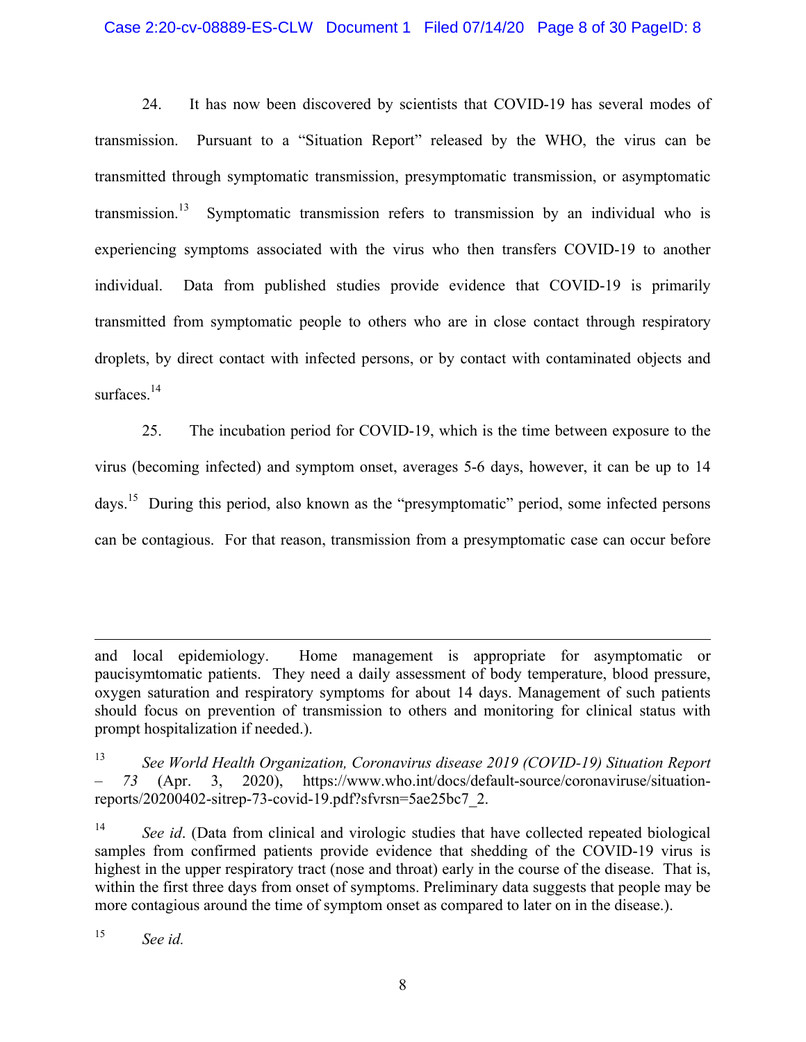24. It has now been discovered by scientists that COVID-19 has several modes of transmission. Pursuant to a "Situation Report" released by the WHO, the virus can be transmitted through symptomatic transmission, presymptomatic transmission, or asymptomatic transmission.[13] Symptomatic transmission refers to transmission by an individual who is experiencing symptoms associated with the virus who then transfers COVID-19 to another individual. Data from published studies provide evidence that COVID-19 is primarily transmitted from symptomatic people to others who are in close contact through respiratory droplets, by direct contact with infected persons, or by contact with contaminated objects and surfaces.[14]

25. The incubation period for COVID-19, which is the time between exposure to the virus (becoming infected) and symptom onset, averages 5-6 days, however, it can be up to 14 days.[15] During this period, also known as the "presymptomatic" period, some infected persons can be contagious. For that reason, transmission from a presymptomatic case can occur before

---

and local epidemiology. Home management is appropriate for asymptomatic or paucisymtomatic patients. They need a daily assessment of body temperature, blood pressure, oxygen saturation and respiratory symptoms for about 14 days. Management of such patients should focus on prevention of transmission to others and monitoring for clinical status with prompt hospitalization if needed.).

[13] *See World Health Organization, Coronavirus disease 2019 (COVID-19) Situation Report – 73* (Apr. 3, 2020), https://www.who.int/docs/default-source/coronaviruse/situation-reports/20200402-sitrep-73-covid-19.pdf?sfvrsn=5ae25bc7_2.

[14] *See id*. (Data from clinical and virologic studies that have collected repeated biological samples from confirmed patients provide evidence that shedding of the COVID-19 virus is highest in the upper respiratory tract (nose and throat) early in the course of the disease. That is, within the first three days from onset of symptoms. Preliminary data suggests that people may be more contagious around the time of symptom onset as compared to later on in the disease.).

[15] *See id.*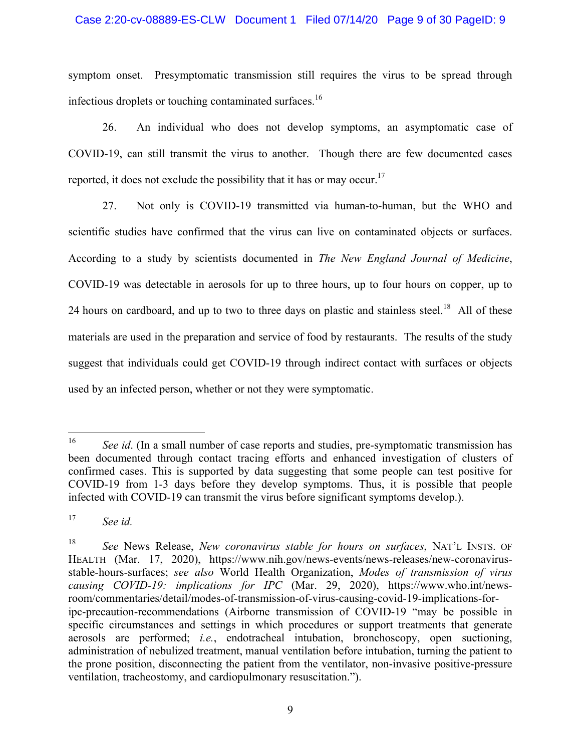symptom onset. Presymptomatic transmission still requires the virus to be spread through infectious droplets or touching contaminated surfaces.[16]

26. An individual who does not develop symptoms, an asymptomatic case of COVID-19, can still transmit the virus to another. Though there are few documented cases reported, it does not exclude the possibility that it has or may occur.[17]

27. Not only is COVID-19 transmitted via human-to-human, but the WHO and scientific studies have confirmed that the virus can live on contaminated objects or surfaces. According to a study by scientists documented in *The New England Journal of Medicine*, COVID-19 was detectable in aerosols for up to three hours, up to four hours on copper, up to 24 hours on cardboard, and up to two to three days on plastic and stainless steel.[18] All of these materials are used in the preparation and service of food by restaurants. The results of the study suggest that individuals could get COVID-19 through indirect contact with surfaces or objects used by an infected person, whether or not they were symptomatic.

---

[16] *See id*. (In a small number of case reports and studies, pre-symptomatic transmission has been documented through contact tracing efforts and enhanced investigation of clusters of confirmed cases. This is supported by data suggesting that some people can test positive for COVID-19 from 1-3 days before they develop symptoms. Thus, it is possible that people infected with COVID-19 can transmit the virus before significant symptoms develop.).

[17] *See id.*

[18] *See* News Release, *New coronavirus stable for hours on surfaces*, NAT'L INSTS. OF HEALTH (Mar. 17, 2020), https://www.nih.gov/news-events/news-releases/new-coronavirus-stable-hours-surfaces; *see also* World Health Organization, *Modes of transmission of virus causing COVID-19: implications for IPC* (Mar. 29, 2020), https://www.who.int/news-room/commentaries/detail/modes-of-transmission-of-virus-causing-covid-19-implications-for-ipc-precaution-recommendations (Airborne transmission of COVID-19 "may be possible in specific circumstances and settings in which procedures or support treatments that generate aerosols are performed; *i.e.*, endotracheal intubation, bronchoscopy, open suctioning, administration of nebulized treatment, manual ventilation before intubation, turning the patient to the prone position, disconnecting the patient from the ventilator, non-invasive positive-pressure ventilation, tracheostomy, and cardiopulmonary resuscitation.").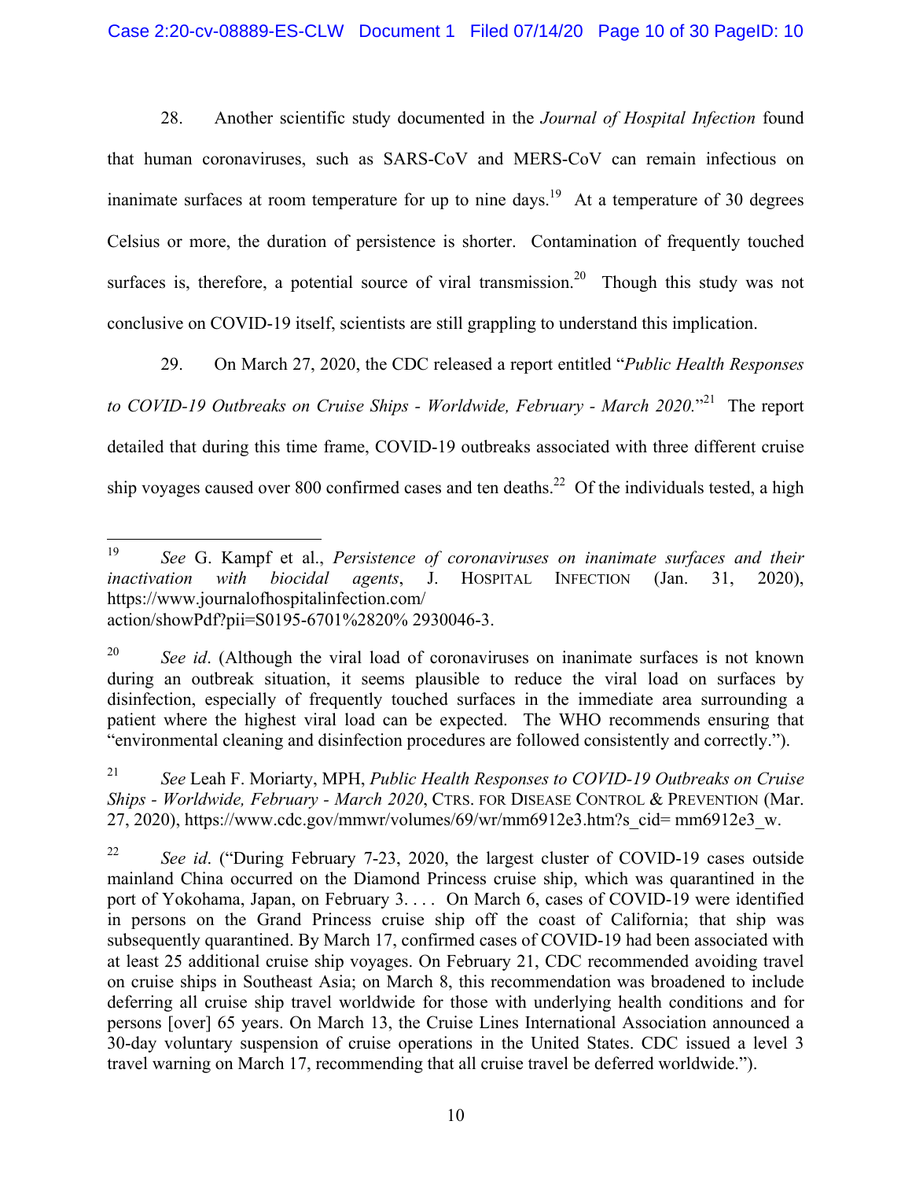28. Another scientific study documented in the *Journal of Hospital Infection* found that human coronaviruses, such as SARS-CoV and MERS-CoV can remain infectious on inanimate surfaces at room temperature for up to nine days.[19] At a temperature of 30 degrees Celsius or more, the duration of persistence is shorter. Contamination of frequently touched surfaces is, therefore, a potential source of viral transmission.[20] Though this study was not conclusive on COVID-19 itself, scientists are still grappling to understand this implication.

29. On March 27, 2020, the CDC released a report entitled "*Public Health Responses to COVID-19 Outbreaks on Cruise Ships - Worldwide, February - March 2020.*"[21] The report detailed that during this time frame, COVID-19 outbreaks associated with three different cruise ship voyages caused over 800 confirmed cases and ten deaths.[22] Of the individuals tested, a high

---

[19] *See* G. Kampf et al., *Persistence of coronaviruses on inanimate surfaces and their inactivation with biocidal agents*, J. HOSPITAL INFECTION (Jan. 31, 2020), https://www.journalofhospitalinfection.com/ action/showPdf?pii=S0195-6701%2820% 2930046-3.

[20] *See id*. (Although the viral load of coronaviruses on inanimate surfaces is not known during an outbreak situation, it seems plausible to reduce the viral load on surfaces by disinfection, especially of frequently touched surfaces in the immediate area surrounding a patient where the highest viral load can be expected. The WHO recommends ensuring that "environmental cleaning and disinfection procedures are followed consistently and correctly.").

[21] *See* Leah F. Moriarty, MPH, *Public Health Responses to COVID-19 Outbreaks on Cruise Ships - Worldwide, February - March 2020*, CTRS. FOR DISEASE CONTROL & PREVENTION (Mar. 27, 2020), https://www.cdc.gov/mmwr/volumes/69/wr/mm6912e3.htm?s_cid= mm6912e3_w.

[22] *See id*. ("During February 7-23, 2020, the largest cluster of COVID-19 cases outside mainland China occurred on the Diamond Princess cruise ship, which was quarantined in the port of Yokohama, Japan, on February 3. . . . On March 6, cases of COVID-19 were identified in persons on the Grand Princess cruise ship off the coast of California; that ship was subsequently quarantined. By March 17, confirmed cases of COVID-19 had been associated with at least 25 additional cruise ship voyages. On February 21, CDC recommended avoiding travel on cruise ships in Southeast Asia; on March 8, this recommendation was broadened to include deferring all cruise ship travel worldwide for those with underlying health conditions and for persons [over] 65 years. On March 13, the Cruise Lines International Association announced a 30-day voluntary suspension of cruise operations in the United States. CDC issued a level 3 travel warning on March 17, recommending that all cruise travel be deferred worldwide.").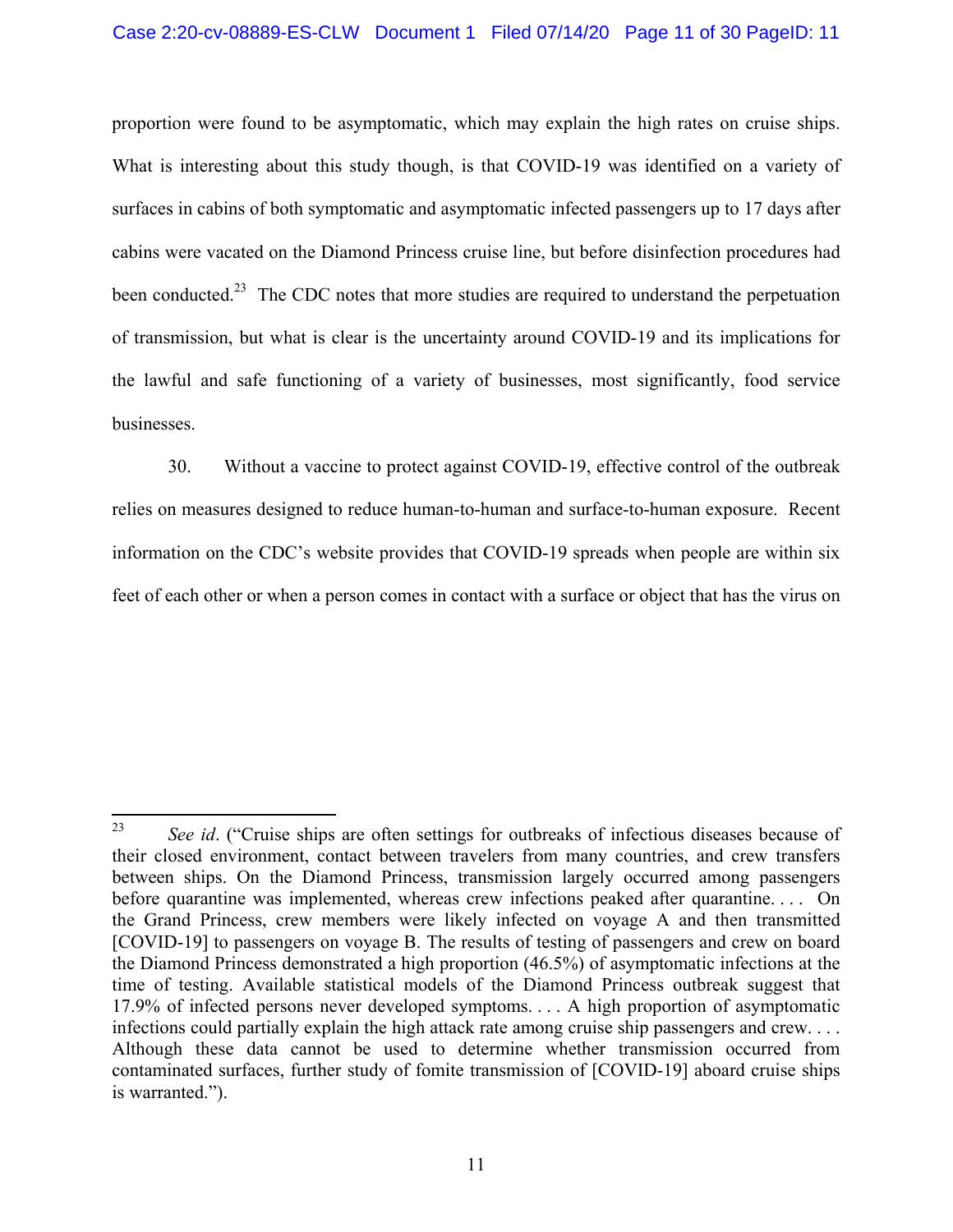proportion were found to be asymptomatic, which may explain the high rates on cruise ships. What is interesting about this study though, is that COVID-19 was identified on a variety of surfaces in cabins of both symptomatic and asymptomatic infected passengers up to 17 days after cabins were vacated on the Diamond Princess cruise line, but before disinfection procedures had been conducted.[23] The CDC notes that more studies are required to understand the perpetuation of transmission, but what is clear is the uncertainty around COVID-19 and its implications for the lawful and safe functioning of a variety of businesses, most significantly, food service businesses.

30. Without a vaccine to protect against COVID-19, effective control of the outbreak relies on measures designed to reduce human-to-human and surface-to-human exposure. Recent information on the CDC's website provides that COVID-19 spreads when people are within six feet of each other or when a person comes in contact with a surface or object that has the virus on

---

[23] *See id*. ("Cruise ships are often settings for outbreaks of infectious diseases because of their closed environment, contact between travelers from many countries, and crew transfers between ships. On the Diamond Princess, transmission largely occurred among passengers before quarantine was implemented, whereas crew infections peaked after quarantine. . . . On the Grand Princess, crew members were likely infected on voyage A and then transmitted [COVID-19] to passengers on voyage B. The results of testing of passengers and crew on board the Diamond Princess demonstrated a high proportion (46.5%) of asymptomatic infections at the time of testing. Available statistical models of the Diamond Princess outbreak suggest that 17.9% of infected persons never developed symptoms. . . . A high proportion of asymptomatic infections could partially explain the high attack rate among cruise ship passengers and crew. . . . Although these data cannot be used to determine whether transmission occurred from contaminated surfaces, further study of fomite transmission of [COVID-19] aboard cruise ships is warranted.").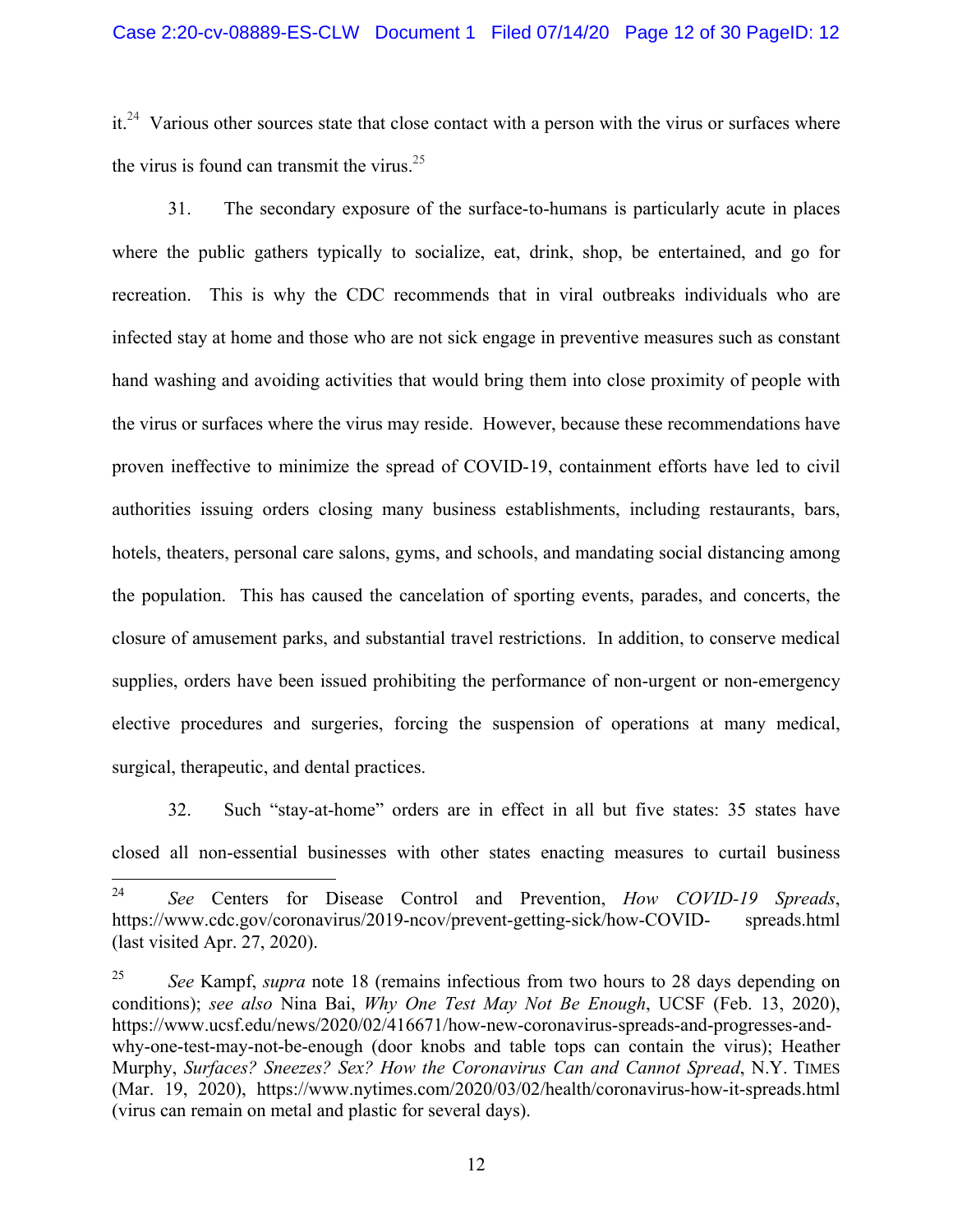it.[24] Various other sources state that close contact with a person with the virus or surfaces where the virus is found can transmit the virus.[25]

31. The secondary exposure of the surface-to-humans is particularly acute in places where the public gathers typically to socialize, eat, drink, shop, be entertained, and go for recreation. This is why the CDC recommends that in viral outbreaks individuals who are infected stay at home and those who are not sick engage in preventive measures such as constant hand washing and avoiding activities that would bring them into close proximity of people with the virus or surfaces where the virus may reside. However, because these recommendations have proven ineffective to minimize the spread of COVID-19, containment efforts have led to civil authorities issuing orders closing many business establishments, including restaurants, bars, hotels, theaters, personal care salons, gyms, and schools, and mandating social distancing among the population. This has caused the cancelation of sporting events, parades, and concerts, the closure of amusement parks, and substantial travel restrictions. In addition, to conserve medical supplies, orders have been issued prohibiting the performance of non-urgent or non-emergency elective procedures and surgeries, forcing the suspension of operations at many medical, surgical, therapeutic, and dental practices.

32. Such "stay-at-home" orders are in effect in all but five states: 35 states have closed all non-essential businesses with other states enacting measures to curtail business

---

[24] *See* Centers for Disease Control and Prevention, *How COVID-19 Spreads*, https://www.cdc.gov/coronavirus/2019-ncov/prevent-getting-sick/how-COVID- spreads.html (last visited Apr. 27, 2020).

[25] *See* Kampf, *supra* note 18 (remains infectious from two hours to 28 days depending on conditions); *see also* Nina Bai, *Why One Test May Not Be Enough*, UCSF (Feb. 13, 2020), https://www.ucsf.edu/news/2020/02/416671/how-new-coronavirus-spreads-and-progresses-and-why-one-test-may-not-be-enough (door knobs and table tops can contain the virus); Heather Murphy, *Surfaces? Sneezes? Sex? How the Coronavirus Can and Cannot Spread*, N.Y. TIMES (Mar. 19, 2020), https://www.nytimes.com/2020/03/02/health/coronavirus-how-it-spreads.html (virus can remain on metal and plastic for several days).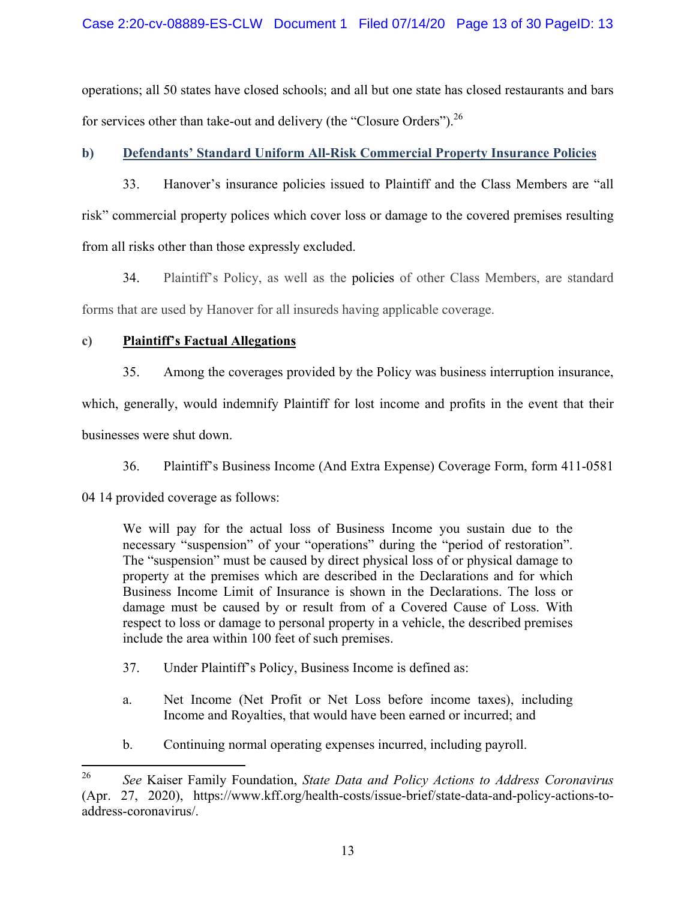operations; all 50 states have closed schools; and all but one state has closed restaurants and bars for services other than take-out and delivery (the "Closure Orders").[26]

**b) Defendants' Standard Uniform All-Risk Commercial Property Insurance Policies**

33. Hanover's insurance policies issued to Plaintiff and the Class Members are "all risk" commercial property polices which cover loss or damage to the covered premises resulting from all risks other than those expressly excluded.

34. Plaintiff's Policy, as well as the policies of other Class Members, are standard forms that are used by Hanover for all insureds having applicable coverage.

**c) Plaintiff's Factual Allegations**

35. Among the coverages provided by the Policy was business interruption insurance, which, generally, would indemnify Plaintiff for lost income and profits in the event that their businesses were shut down.

36. Plaintiff's Business Income (And Extra Expense) Coverage Form, form 411-0581 04 14 provided coverage as follows:

> We will pay for the actual loss of Business Income you sustain due to the necessary "suspension" of your "operations" during the "period of restoration". The "suspension" must be caused by direct physical loss of or physical damage to property at the premises which are described in the Declarations and for which Business Income Limit of Insurance is shown in the Declarations. The loss or damage must be caused by or result from of a Covered Cause of Loss. With respect to loss or damage to personal property in a vehicle, the described premises include the area within 100 feet of such premises.

37. Under Plaintiff's Policy, Business Income is defined as:

> a. Net Income (Net Profit or Net Loss before income taxes), including Income and Royalties, that would have been earned or incurred; and
>
> b. Continuing normal operating expenses incurred, including payroll.

---

[26] *See* Kaiser Family Foundation, *State Data and Policy Actions to Address Coronavirus* (Apr. 27, 2020), https://www.kff.org/health-costs/issue-brief/state-data-and-policy-actions-to-address-coronavirus/.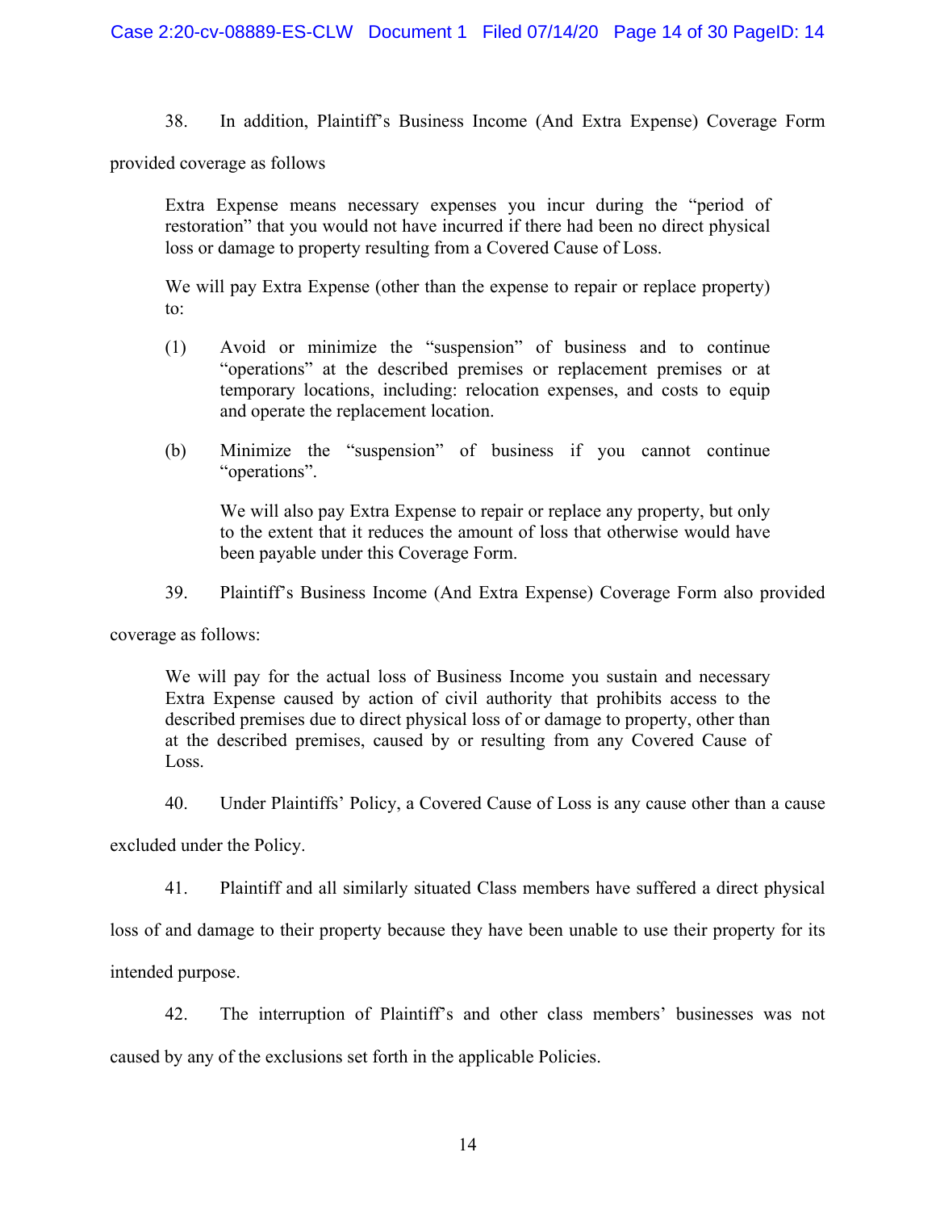38. In addition, Plaintiff's Business Income (And Extra Expense) Coverage Form provided coverage as follows

> Extra Expense means necessary expenses you incur during the "period of restoration" that you would not have incurred if there had been no direct physical loss or damage to property resulting from a Covered Cause of Loss.
>
> We will pay Extra Expense (other than the expense to repair or replace property) to:
>
> (1) Avoid or minimize the "suspension" of business and to continue "operations" at the described premises or replacement premises or at temporary locations, including: relocation expenses, and costs to equip and operate the replacement location.
>
> (b) Minimize the "suspension" of business if you cannot continue "operations".
>
> We will also pay Extra Expense to repair or replace any property, but only to the extent that it reduces the amount of loss that otherwise would have been payable under this Coverage Form.

39. Plaintiff's Business Income (And Extra Expense) Coverage Form also provided coverage as follows:

> We will pay for the actual loss of Business Income you sustain and necessary Extra Expense caused by action of civil authority that prohibits access to the described premises due to direct physical loss of or damage to property, other than at the described premises, caused by or resulting from any Covered Cause of Loss.

40. Under Plaintiffs' Policy, a Covered Cause of Loss is any cause other than a cause excluded under the Policy.

41. Plaintiff and all similarly situated Class members have suffered a direct physical loss of and damage to their property because they have been unable to use their property for its intended purpose.

42. The interruption of Plaintiff's and other class members' businesses was not caused by any of the exclusions set forth in the applicable Policies.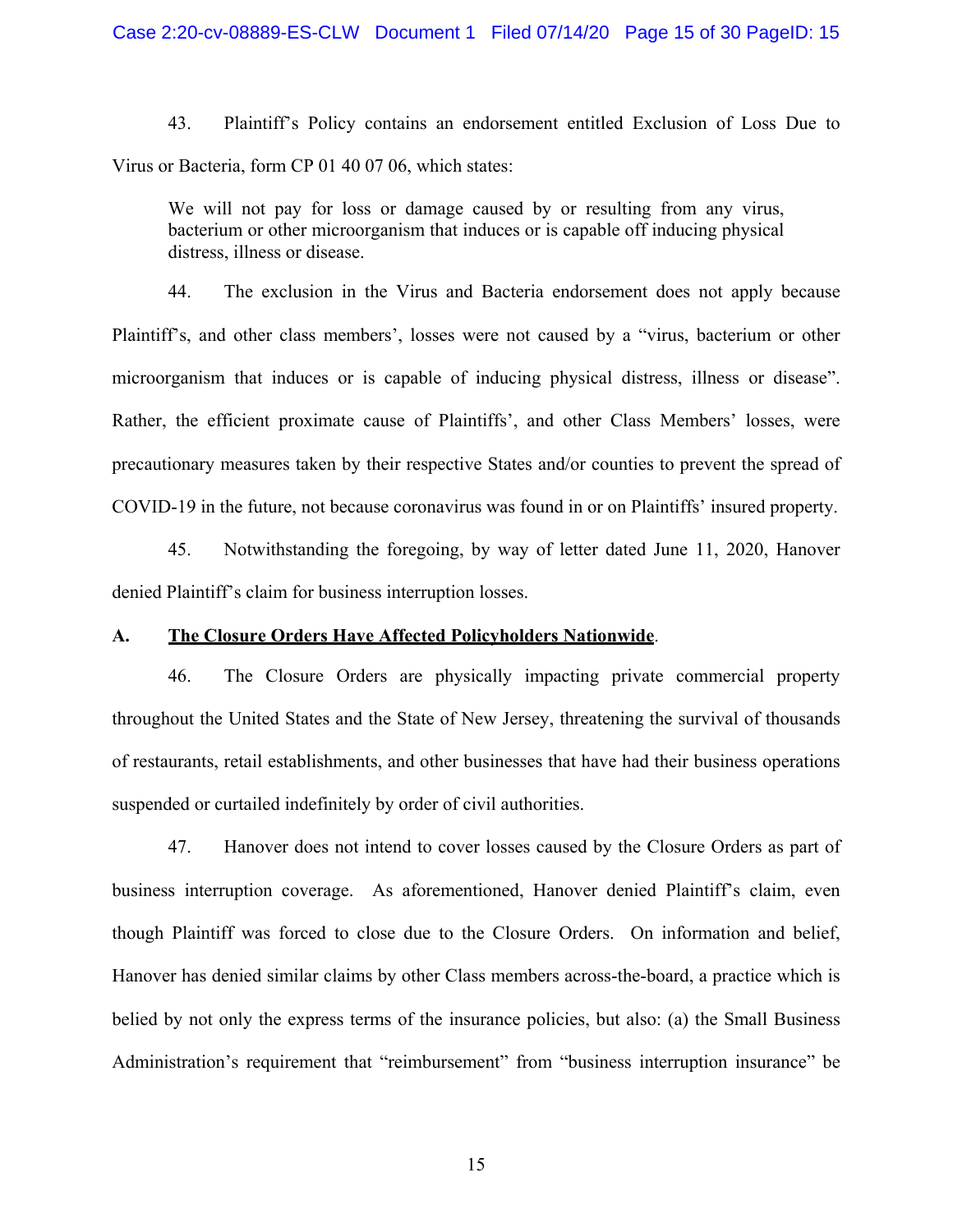43. Plaintiff's Policy contains an endorsement entitled Exclusion of Loss Due to Virus or Bacteria, form CP 01 40 07 06, which states:

> We will not pay for loss or damage caused by or resulting from any virus, bacterium or other microorganism that induces or is capable off inducing physical distress, illness or disease.

44. The exclusion in the Virus and Bacteria endorsement does not apply because Plaintiff's, and other class members', losses were not caused by a "virus, bacterium or other microorganism that induces or is capable of inducing physical distress, illness or disease". Rather, the efficient proximate cause of Plaintiffs', and other Class Members' losses, were precautionary measures taken by their respective States and/or counties to prevent the spread of COVID-19 in the future, not because coronavirus was found in or on Plaintiffs' insured property.

45. Notwithstanding the foregoing, by way of letter dated June 11, 2020, Hanover denied Plaintiff's claim for business interruption losses.

## A. <u>The Closure Orders Have Affected Policyholders Nationwide</u>.

46. The Closure Orders are physically impacting private commercial property throughout the United States and the State of New Jersey, threatening the survival of thousands of restaurants, retail establishments, and other businesses that have had their business operations suspended or curtailed indefinitely by order of civil authorities.

47. Hanover does not intend to cover losses caused by the Closure Orders as part of business interruption coverage. As aforementioned, Hanover denied Plaintiff's claim, even though Plaintiff was forced to close due to the Closure Orders. On information and belief, Hanover has denied similar claims by other Class members across-the-board, a practice which is belied by not only the express terms of the insurance policies, but also: (a) the Small Business Administration's requirement that "reimbursement" from "business interruption insurance" be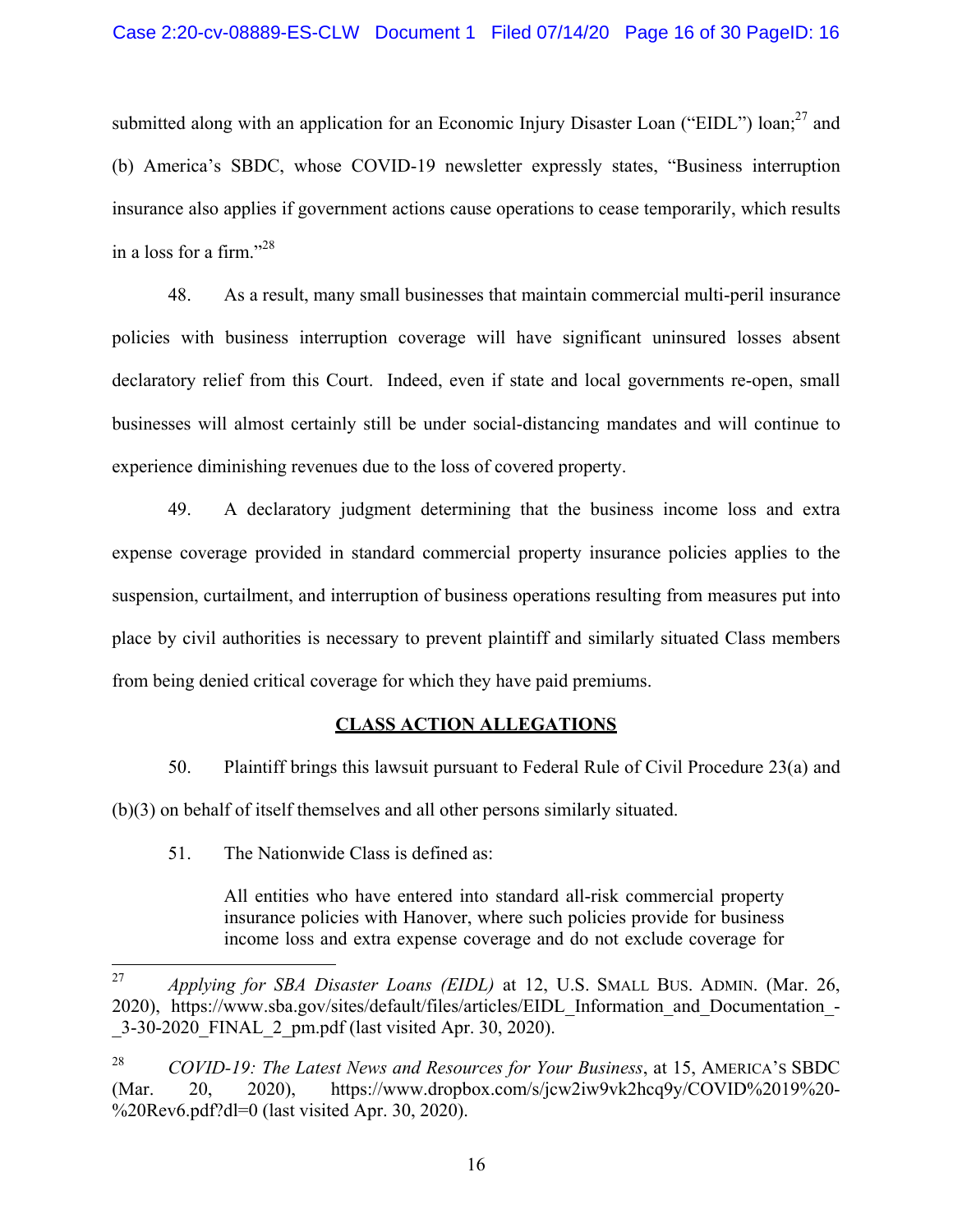submitted along with an application for an Economic Injury Disaster Loan ("EIDL") loan;[27] and (b) America's SBDC, whose COVID-19 newsletter expressly states, "Business interruption insurance also applies if government actions cause operations to cease temporarily, which results in a loss for a firm."[28]

48. As a result, many small businesses that maintain commercial multi-peril insurance policies with business interruption coverage will have significant uninsured losses absent declaratory relief from this Court. Indeed, even if state and local governments re-open, small businesses will almost certainly still be under social-distancing mandates and will continue to experience diminishing revenues due to the loss of covered property.

49. A declaratory judgment determining that the business income loss and extra expense coverage provided in standard commercial property insurance policies applies to the suspension, curtailment, and interruption of business operations resulting from measures put into place by civil authorities is necessary to prevent plaintiff and similarly situated Class members from being denied critical coverage for which they have paid premiums.

## CLASS ACTION ALLEGATIONS

50. Plaintiff brings this lawsuit pursuant to Federal Rule of Civil Procedure 23(a) and (b)(3) on behalf of itself themselves and all other persons similarly situated.

51. The Nationwide Class is defined as:

> All entities who have entered into standard all-risk commercial property insurance policies with Hanover, where such policies provide for business income loss and extra expense coverage and do not exclude coverage for

---

[27] *Applying for SBA Disaster Loans (EIDL)* at 12, U.S. SMALL BUS. ADMIN. (Mar. 26, 2020), https://www.sba.gov/sites/default/files/articles/EIDL_Information_and_Documentation_-_3-30-2020_FINAL_2_pm.pdf (last visited Apr. 30, 2020).

[28] *COVID-19: The Latest News and Resources for Your Business*, at 15, AMERICA'S SBDC (Mar. 20, 2020), https://www.dropbox.com/s/jcw2iw9vk2hcq9y/COVID%2019%20-%20Rev6.pdf?dl=0 (last visited Apr. 30, 2020).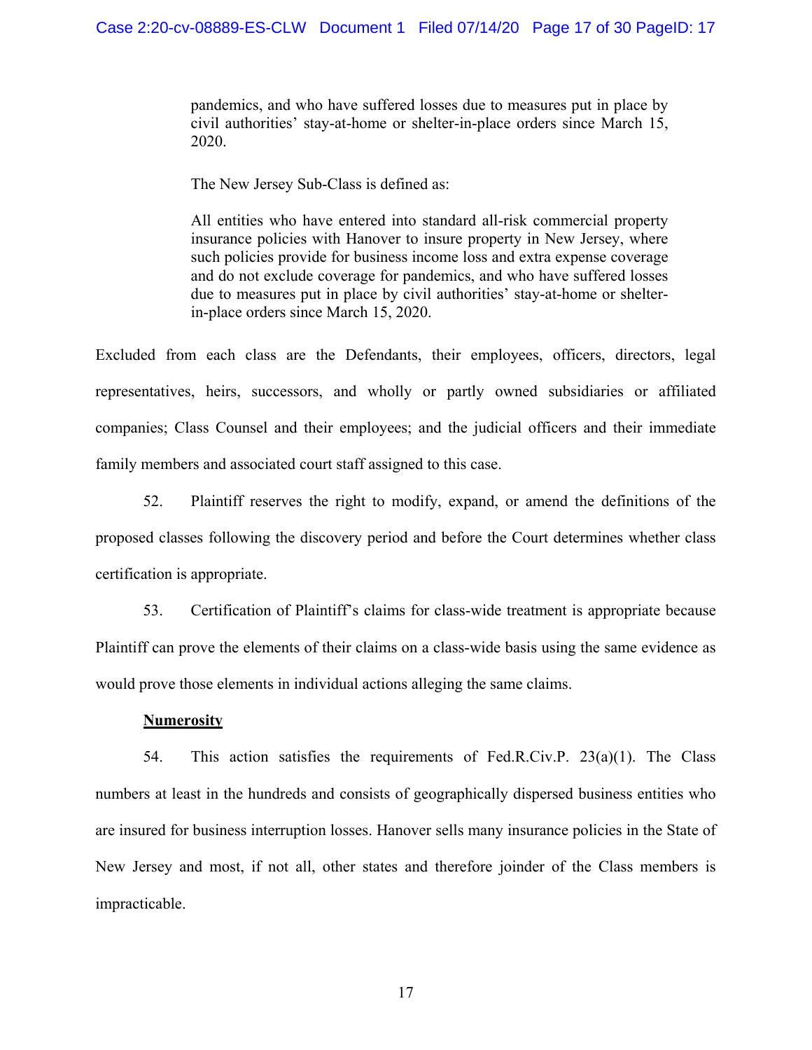pandemics, and who have suffered losses due to measures put in place by civil authorities' stay-at-home or shelter-in-place orders since March 15, 2020.

> The New Jersey Sub-Class is defined as:
>
> All entities who have entered into standard all-risk commercial property insurance policies with Hanover to insure property in New Jersey, where such policies provide for business income loss and extra expense coverage and do not exclude coverage for pandemics, and who have suffered losses due to measures put in place by civil authorities' stay-at-home or shelter-in-place orders since March 15, 2020.

Excluded from each class are the Defendants, their employees, officers, directors, legal representatives, heirs, successors, and wholly or partly owned subsidiaries or affiliated companies; Class Counsel and their employees; and the judicial officers and their immediate family members and associated court staff assigned to this case.

52. Plaintiff reserves the right to modify, expand, or amend the definitions of the proposed classes following the discovery period and before the Court determines whether class certification is appropriate.

53. Certification of Plaintiff's claims for class-wide treatment is appropriate because Plaintiff can prove the elements of their claims on a class-wide basis using the same evidence as would prove those elements in individual actions alleging the same claims.

**<u>Numerosity</u>**

54. This action satisfies the requirements of Fed.R.Civ.P. 23(a)(1). The Class numbers at least in the hundreds and consists of geographically dispersed business entities who are insured for business interruption losses. Hanover sells many insurance policies in the State of New Jersey and most, if not all, other states and therefore joinder of the Class members is impracticable.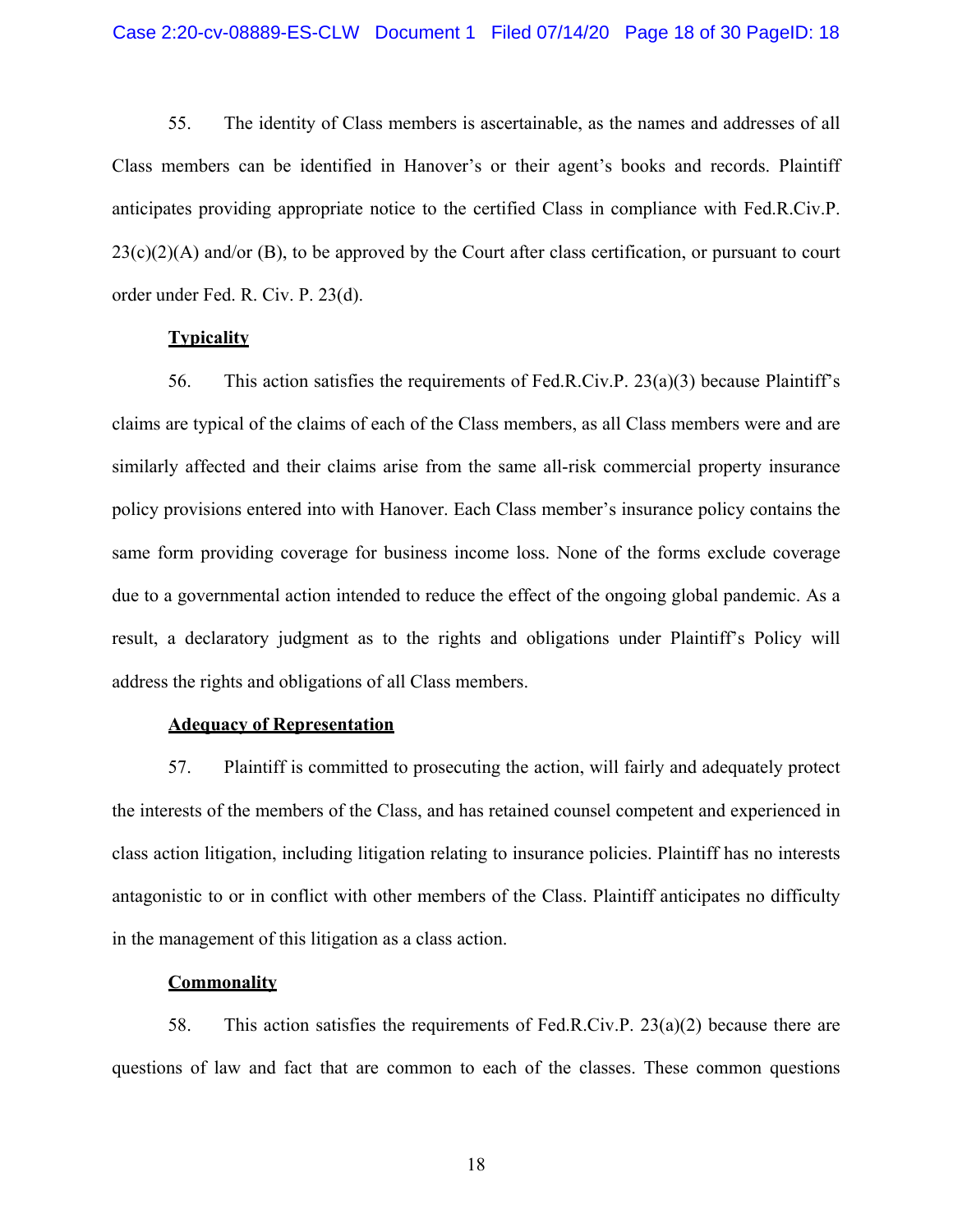55. The identity of Class members is ascertainable, as the names and addresses of all Class members can be identified in Hanover's or their agent's books and records. Plaintiff anticipates providing appropriate notice to the certified Class in compliance with Fed.R.Civ.P. 23(c)(2)(A) and/or (B), to be approved by the Court after class certification, or pursuant to court order under Fed. R. Civ. P. 23(d).

**Typicality**

56. This action satisfies the requirements of Fed.R.Civ.P. 23(a)(3) because Plaintiff's claims are typical of the claims of each of the Class members, as all Class members were and are similarly affected and their claims arise from the same all-risk commercial property insurance policy provisions entered into with Hanover. Each Class member's insurance policy contains the same form providing coverage for business income loss. None of the forms exclude coverage due to a governmental action intended to reduce the effect of the ongoing global pandemic. As a result, a declaratory judgment as to the rights and obligations under Plaintiff's Policy will address the rights and obligations of all Class members.

**Adequacy of Representation**

57. Plaintiff is committed to prosecuting the action, will fairly and adequately protect the interests of the members of the Class, and has retained counsel competent and experienced in class action litigation, including litigation relating to insurance policies. Plaintiff has no interests antagonistic to or in conflict with other members of the Class. Plaintiff anticipates no difficulty in the management of this litigation as a class action.

**Commonality**

58. This action satisfies the requirements of Fed.R.Civ.P. 23(a)(2) because there are questions of law and fact that are common to each of the classes. These common questions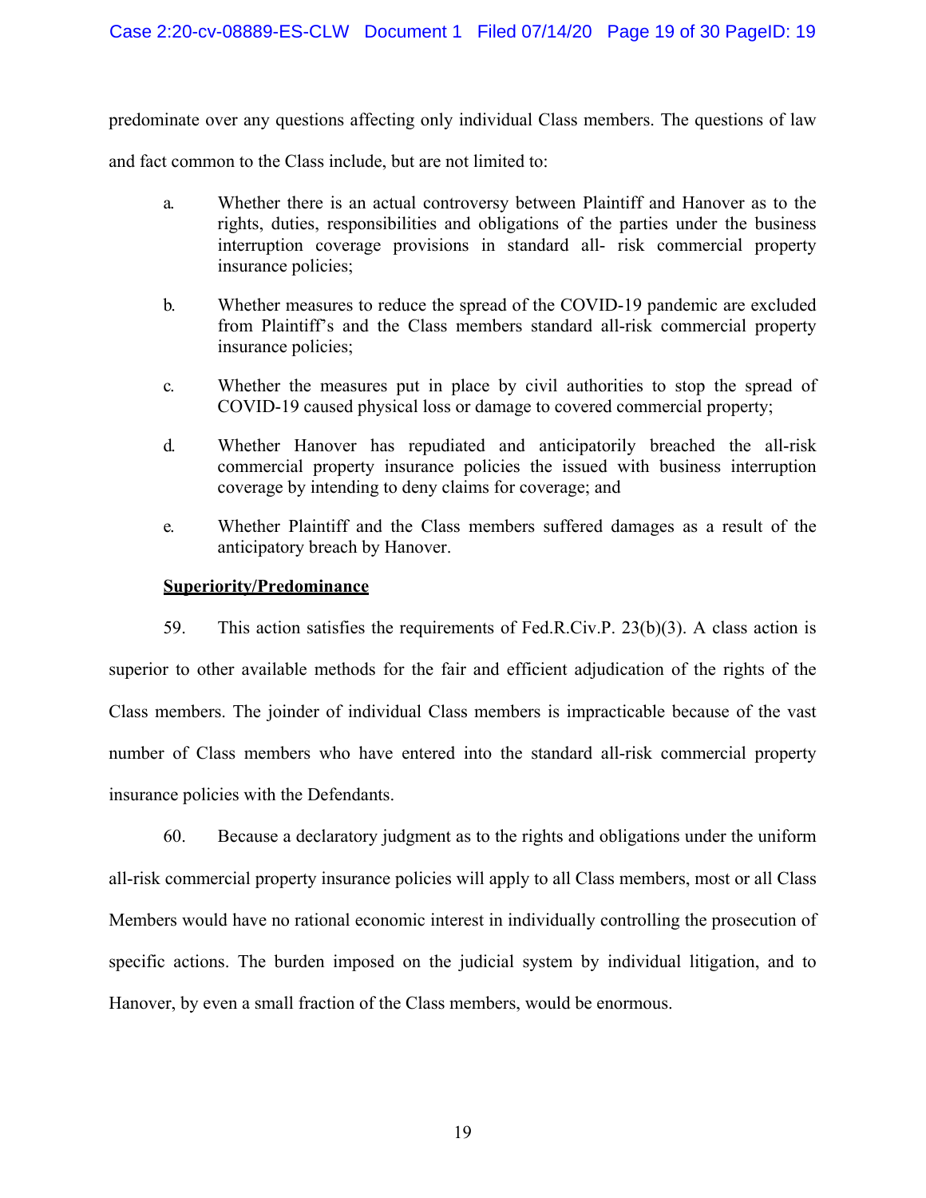predominate over any questions affecting only individual Class members. The questions of law and fact common to the Class include, but are not limited to:

a. Whether there is an actual controversy between Plaintiff and Hanover as to the rights, duties, responsibilities and obligations of the parties under the business interruption coverage provisions in standard all- risk commercial property insurance policies;

b. Whether measures to reduce the spread of the COVID-19 pandemic are excluded from Plaintiff's and the Class members standard all-risk commercial property insurance policies;

c. Whether the measures put in place by civil authorities to stop the spread of COVID-19 caused physical loss or damage to covered commercial property;

d. Whether Hanover has repudiated and anticipatorily breached the all-risk commercial property insurance policies the issued with business interruption coverage by intending to deny claims for coverage; and

e. Whether Plaintiff and the Class members suffered damages as a result of the anticipatory breach by Hanover.

**Superiority/Predominance**

59. This action satisfies the requirements of Fed.R.Civ.P. 23(b)(3). A class action is superior to other available methods for the fair and efficient adjudication of the rights of the Class members. The joinder of individual Class members is impracticable because of the vast number of Class members who have entered into the standard all-risk commercial property insurance policies with the Defendants.

60. Because a declaratory judgment as to the rights and obligations under the uniform all-risk commercial property insurance policies will apply to all Class members, most or all Class Members would have no rational economic interest in individually controlling the prosecution of specific actions. The burden imposed on the judicial system by individual litigation, and to Hanover, by even a small fraction of the Class members, would be enormous.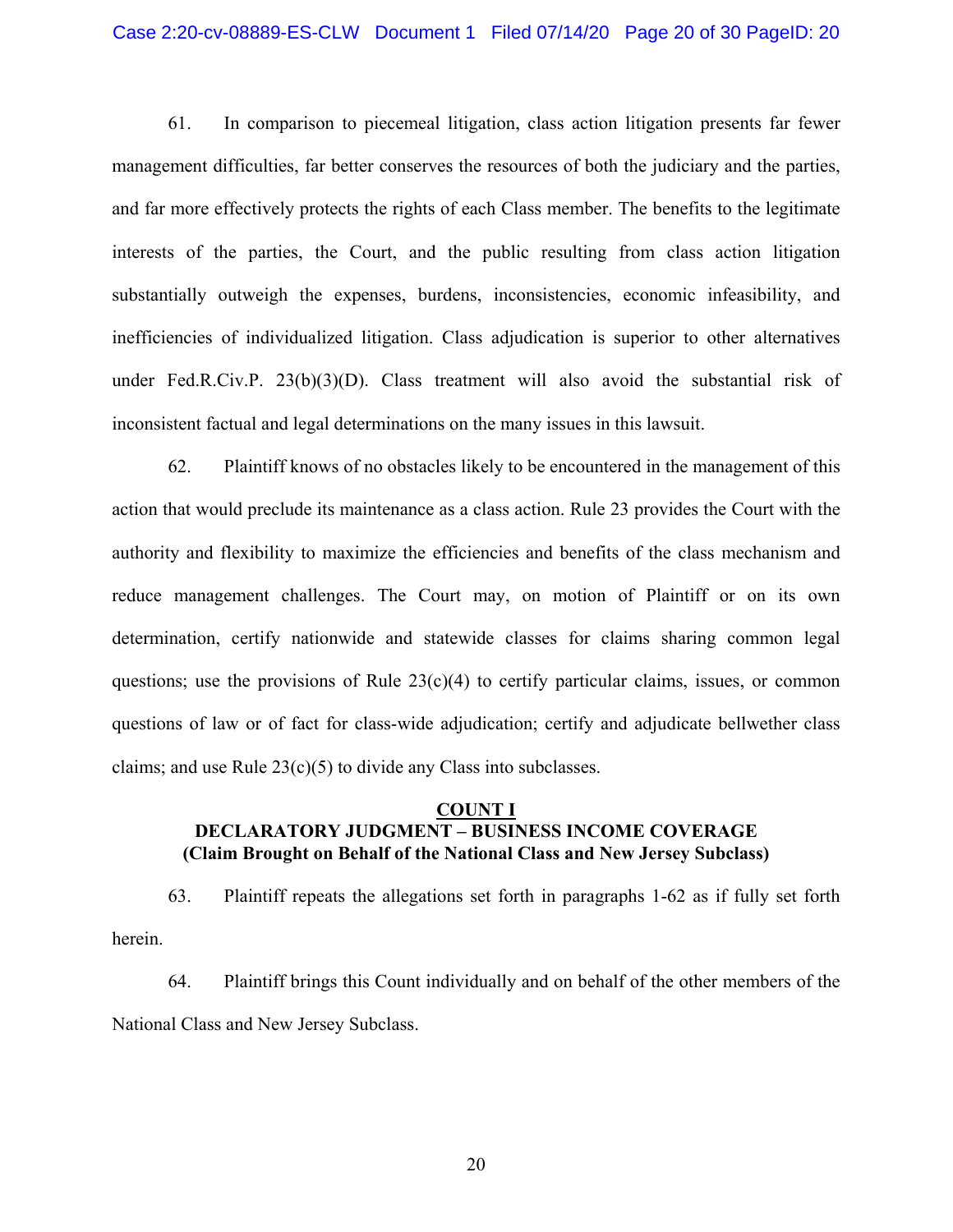61. In comparison to piecemeal litigation, class action litigation presents far fewer management difficulties, far better conserves the resources of both the judiciary and the parties, and far more effectively protects the rights of each Class member. The benefits to the legitimate interests of the parties, the Court, and the public resulting from class action litigation substantially outweigh the expenses, burdens, inconsistencies, economic infeasibility, and inefficiencies of individualized litigation. Class adjudication is superior to other alternatives under Fed.R.Civ.P. 23(b)(3)(D). Class treatment will also avoid the substantial risk of inconsistent factual and legal determinations on the many issues in this lawsuit.

62. Plaintiff knows of no obstacles likely to be encountered in the management of this action that would preclude its maintenance as a class action. Rule 23 provides the Court with the authority and flexibility to maximize the efficiencies and benefits of the class mechanism and reduce management challenges. The Court may, on motion of Plaintiff or on its own determination, certify nationwide and statewide classes for claims sharing common legal questions; use the provisions of Rule 23(c)(4) to certify particular claims, issues, or common questions of law or of fact for class-wide adjudication; certify and adjudicate bellwether class claims; and use Rule 23(c)(5) to divide any Class into subclasses.

## COUNT I

## DECLARATORY JUDGMENT – BUSINESS INCOME COVERAGE

**(Claim Brought on Behalf of the National Class and New Jersey Subclass)**

63. Plaintiff repeats the allegations set forth in paragraphs 1-62 as if fully set forth herein.

64. Plaintiff brings this Count individually and on behalf of the other members of the National Class and New Jersey Subclass.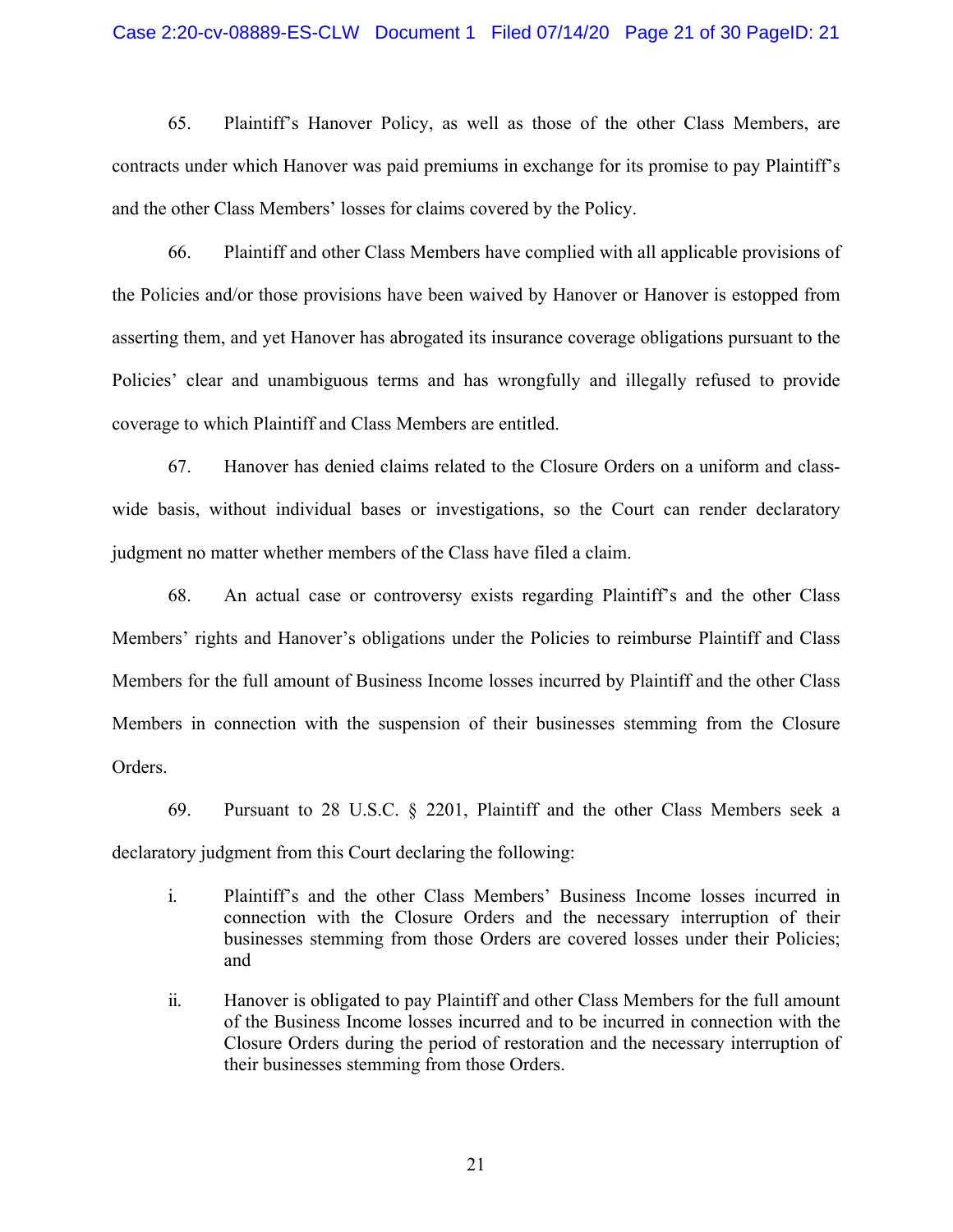65. Plaintiff's Hanover Policy, as well as those of the other Class Members, are contracts under which Hanover was paid premiums in exchange for its promise to pay Plaintiff's and the other Class Members' losses for claims covered by the Policy.

66. Plaintiff and other Class Members have complied with all applicable provisions of the Policies and/or those provisions have been waived by Hanover or Hanover is estopped from asserting them, and yet Hanover has abrogated its insurance coverage obligations pursuant to the Policies' clear and unambiguous terms and has wrongfully and illegally refused to provide coverage to which Plaintiff and Class Members are entitled.

67. Hanover has denied claims related to the Closure Orders on a uniform and class-wide basis, without individual bases or investigations, so the Court can render declaratory judgment no matter whether members of the Class have filed a claim.

68. An actual case or controversy exists regarding Plaintiff's and the other Class Members' rights and Hanover's obligations under the Policies to reimburse Plaintiff and Class Members for the full amount of Business Income losses incurred by Plaintiff and the other Class Members in connection with the suspension of their businesses stemming from the Closure Orders.

69. Pursuant to 28 U.S.C. § 2201, Plaintiff and the other Class Members seek a declaratory judgment from this Court declaring the following:

i. Plaintiff's and the other Class Members' Business Income losses incurred in connection with the Closure Orders and the necessary interruption of their businesses stemming from those Orders are covered losses under their Policies; and

ii. Hanover is obligated to pay Plaintiff and other Class Members for the full amount of the Business Income losses incurred and to be incurred in connection with the Closure Orders during the period of restoration and the necessary interruption of their businesses stemming from those Orders.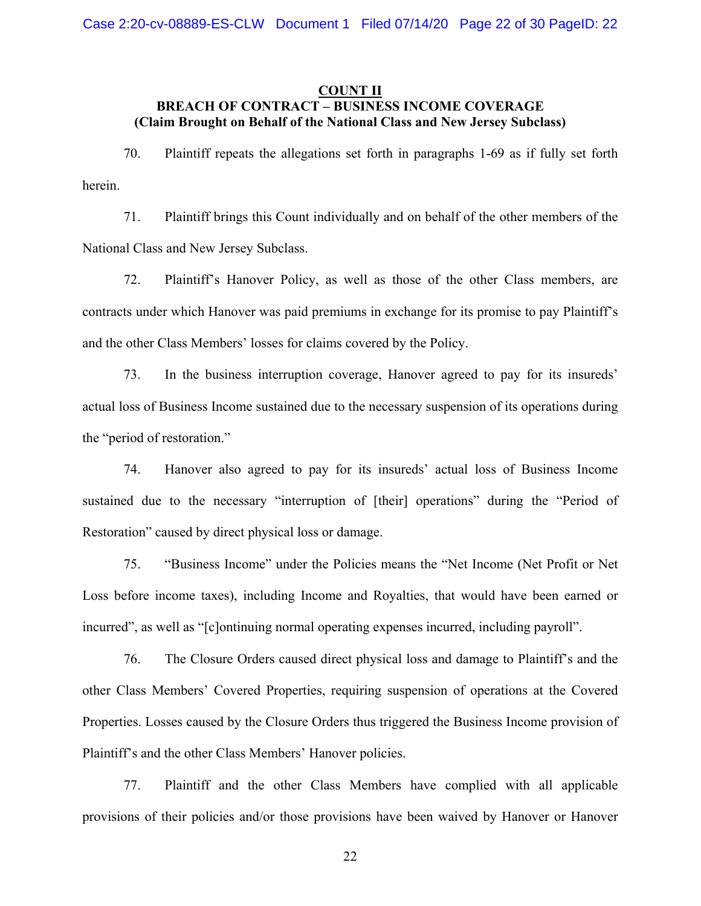## COUNT II

### BREACH OF CONTRACT – BUSINESS INCOME COVERAGE

### (Claim Brought on Behalf of the National Class and New Jersey Subclass)

70. Plaintiff repeats the allegations set forth in paragraphs 1-69 as if fully set forth herein.

71. Plaintiff brings this Count individually and on behalf of the other members of the National Class and New Jersey Subclass.

72. Plaintiff's Hanover Policy, as well as those of the other Class members, are contracts under which Hanover was paid premiums in exchange for its promise to pay Plaintiff's and the other Class Members' losses for claims covered by the Policy.

73. In the business interruption coverage, Hanover agreed to pay for its insureds' actual loss of Business Income sustained due to the necessary suspension of its operations during the "period of restoration."

74. Hanover also agreed to pay for its insureds' actual loss of Business Income sustained due to the necessary "interruption of [their] operations" during the "Period of Restoration" caused by direct physical loss or damage.

75. "Business Income" under the Policies means the "Net Income (Net Profit or Net Loss before income taxes), including Income and Royalties, that would have been earned or incurred", as well as "[c]ontinuing normal operating expenses incurred, including payroll".

76. The Closure Orders caused direct physical loss and damage to Plaintiff's and the other Class Members' Covered Properties, requiring suspension of operations at the Covered Properties. Losses caused by the Closure Orders thus triggered the Business Income provision of Plaintiff's and the other Class Members' Hanover policies.

77. Plaintiff and the other Class Members have complied with all applicable provisions of their policies and/or those provisions have been waived by Hanover or Hanover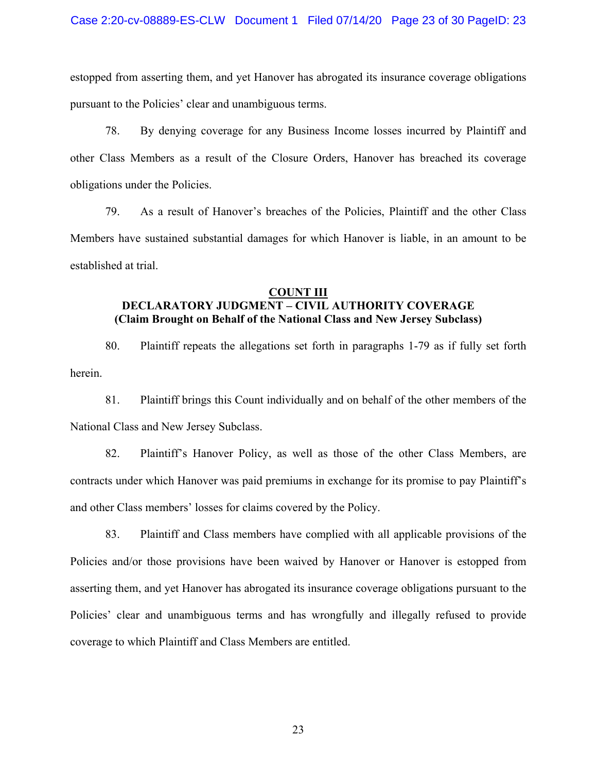estopped from asserting them, and yet Hanover has abrogated its insurance coverage obligations pursuant to the Policies' clear and unambiguous terms.

78. By denying coverage for any Business Income losses incurred by Plaintiff and other Class Members as a result of the Closure Orders, Hanover has breached its coverage obligations under the Policies.

79. As a result of Hanover's breaches of the Policies, Plaintiff and the other Class Members have sustained substantial damages for which Hanover is liable, in an amount to be established at trial.

**COUNT III**
**DECLARATORY JUDGMENT – CIVIL AUTHORITY COVERAGE**
**(Claim Brought on Behalf of the National Class and New Jersey Subclass)**

80. Plaintiff repeats the allegations set forth in paragraphs 1-79 as if fully set forth herein.

81. Plaintiff brings this Count individually and on behalf of the other members of the National Class and New Jersey Subclass.

82. Plaintiff's Hanover Policy, as well as those of the other Class Members, are contracts under which Hanover was paid premiums in exchange for its promise to pay Plaintiff's and other Class members' losses for claims covered by the Policy.

83. Plaintiff and Class members have complied with all applicable provisions of the Policies and/or those provisions have been waived by Hanover or Hanover is estopped from asserting them, and yet Hanover has abrogated its insurance coverage obligations pursuant to the Policies' clear and unambiguous terms and has wrongfully and illegally refused to provide coverage to which Plaintiff and Class Members are entitled.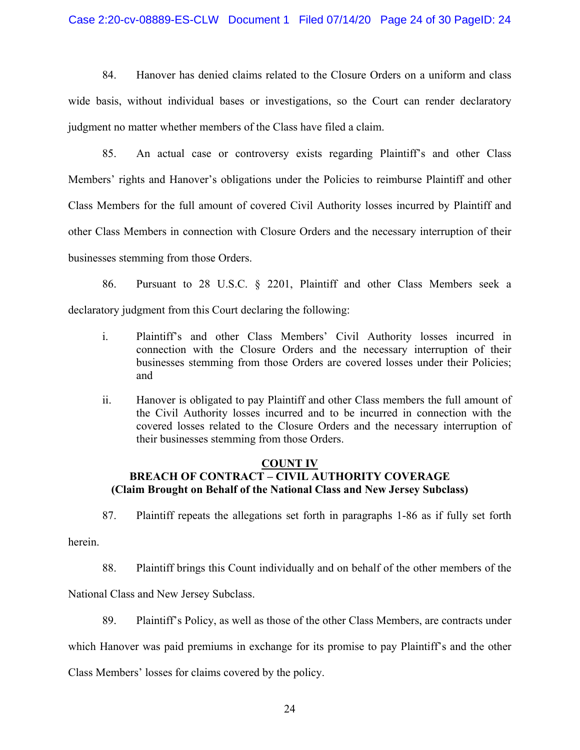84. Hanover has denied claims related to the Closure Orders on a uniform and class wide basis, without individual bases or investigations, so the Court can render declaratory judgment no matter whether members of the Class have filed a claim.

85. An actual case or controversy exists regarding Plaintiff's and other Class Members' rights and Hanover's obligations under the Policies to reimburse Plaintiff and other Class Members for the full amount of covered Civil Authority losses incurred by Plaintiff and other Class Members in connection with Closure Orders and the necessary interruption of their businesses stemming from those Orders.

86. Pursuant to 28 U.S.C. § 2201, Plaintiff and other Class Members seek a declaratory judgment from this Court declaring the following:

i. Plaintiff's and other Class Members' Civil Authority losses incurred in connection with the Closure Orders and the necessary interruption of their businesses stemming from those Orders are covered losses under their Policies; and

ii. Hanover is obligated to pay Plaintiff and other Class members the full amount of the Civil Authority losses incurred and to be incurred in connection with the covered losses related to the Closure Orders and the necessary interruption of their businesses stemming from those Orders.

## COUNT IV
## BREACH OF CONTRACT – CIVIL AUTHORITY COVERAGE
## (Claim Brought on Behalf of the National Class and New Jersey Subclass)

87. Plaintiff repeats the allegations set forth in paragraphs 1-86 as if fully set forth herein.

88. Plaintiff brings this Count individually and on behalf of the other members of the National Class and New Jersey Subclass.

89. Plaintiff's Policy, as well as those of the other Class Members, are contracts under which Hanover was paid premiums in exchange for its promise to pay Plaintiff's and the other Class Members' losses for claims covered by the policy.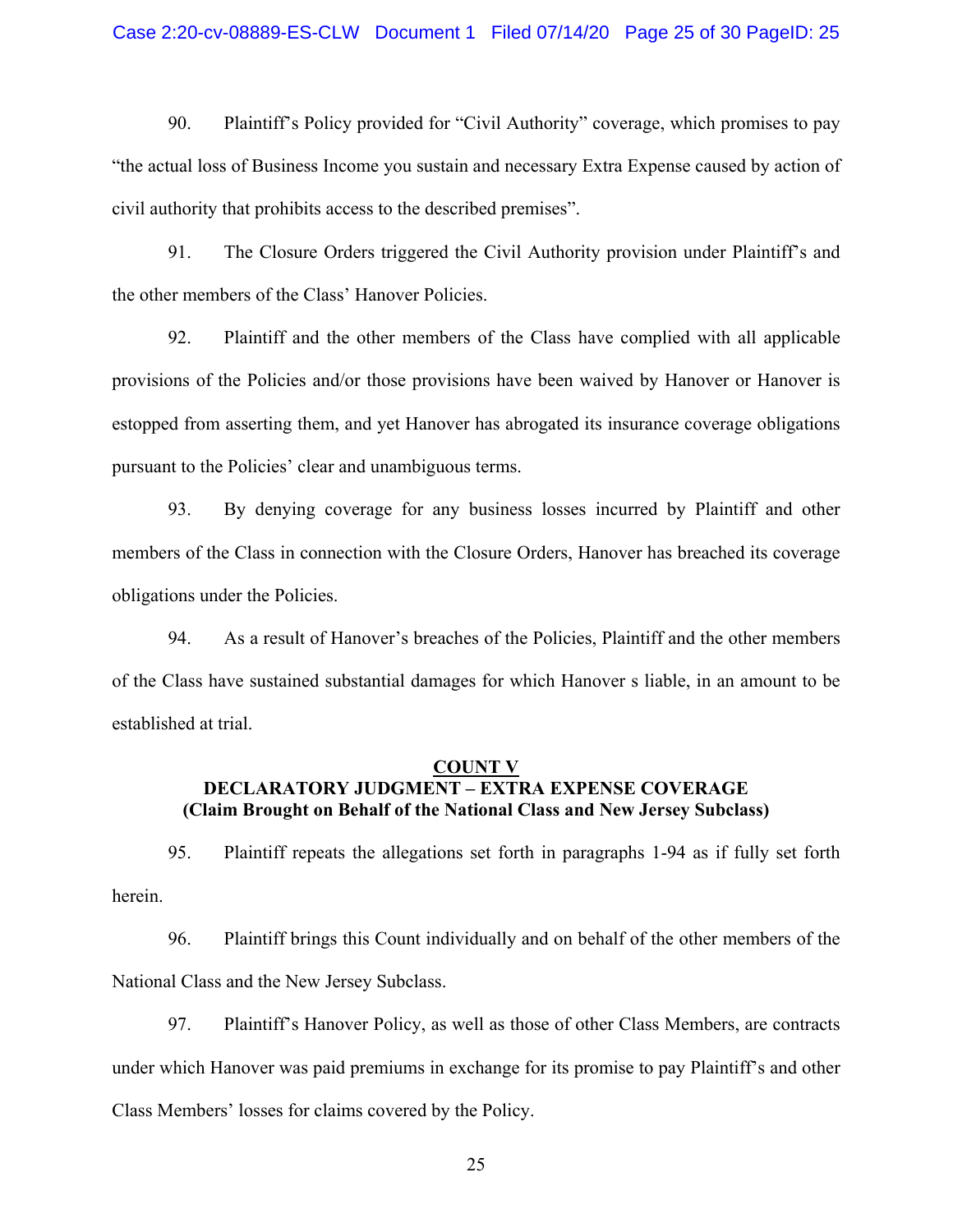90. Plaintiff's Policy provided for "Civil Authority" coverage, which promises to pay "the actual loss of Business Income you sustain and necessary Extra Expense caused by action of civil authority that prohibits access to the described premises".

91. The Closure Orders triggered the Civil Authority provision under Plaintiff's and the other members of the Class' Hanover Policies.

92. Plaintiff and the other members of the Class have complied with all applicable provisions of the Policies and/or those provisions have been waived by Hanover or Hanover is estopped from asserting them, and yet Hanover has abrogated its insurance coverage obligations pursuant to the Policies' clear and unambiguous terms.

93. By denying coverage for any business losses incurred by Plaintiff and other members of the Class in connection with the Closure Orders, Hanover has breached its coverage obligations under the Policies.

94. As a result of Hanover's breaches of the Policies, Plaintiff and the other members of the Class have sustained substantial damages for which Hanover s liable, in an amount to be established at trial.

**COUNT V**
**DECLARATORY JUDGMENT – EXTRA EXPENSE COVERAGE**
**(Claim Brought on Behalf of the National Class and New Jersey Subclass)**

95. Plaintiff repeats the allegations set forth in paragraphs 1-94 as if fully set forth herein.

96. Plaintiff brings this Count individually and on behalf of the other members of the National Class and the New Jersey Subclass.

97. Plaintiff's Hanover Policy, as well as those of other Class Members, are contracts under which Hanover was paid premiums in exchange for its promise to pay Plaintiff's and other Class Members' losses for claims covered by the Policy.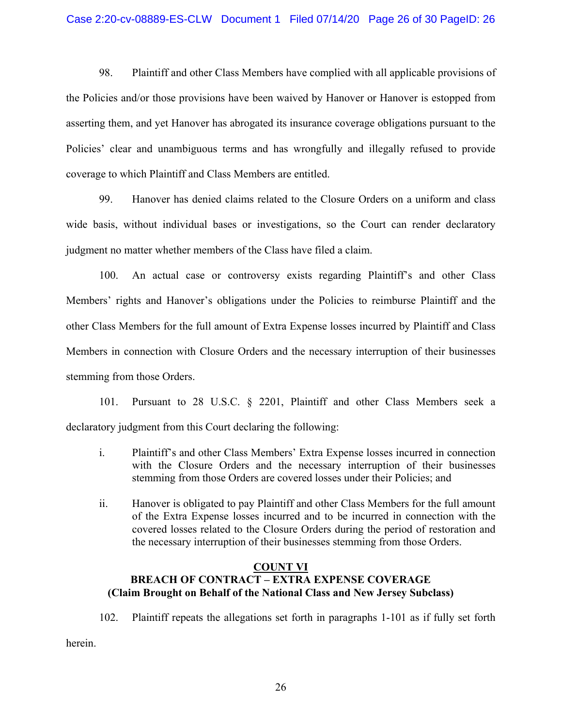98. Plaintiff and other Class Members have complied with all applicable provisions of the Policies and/or those provisions have been waived by Hanover or Hanover is estopped from asserting them, and yet Hanover has abrogated its insurance coverage obligations pursuant to the Policies' clear and unambiguous terms and has wrongfully and illegally refused to provide coverage to which Plaintiff and Class Members are entitled.

99. Hanover has denied claims related to the Closure Orders on a uniform and class wide basis, without individual bases or investigations, so the Court can render declaratory judgment no matter whether members of the Class have filed a claim.

100. An actual case or controversy exists regarding Plaintiff's and other Class Members' rights and Hanover's obligations under the Policies to reimburse Plaintiff and the other Class Members for the full amount of Extra Expense losses incurred by Plaintiff and Class Members in connection with Closure Orders and the necessary interruption of their businesses stemming from those Orders.

101. Pursuant to 28 U.S.C. § 2201, Plaintiff and other Class Members seek a declaratory judgment from this Court declaring the following:

i. Plaintiff's and other Class Members' Extra Expense losses incurred in connection with the Closure Orders and the necessary interruption of their businesses stemming from those Orders are covered losses under their Policies; and

ii. Hanover is obligated to pay Plaintiff and other Class Members for the full amount of the Extra Expense losses incurred and to be incurred in connection with the covered losses related to the Closure Orders during the period of restoration and the necessary interruption of their businesses stemming from those Orders.

## COUNT VI
## BREACH OF CONTRACT – EXTRA EXPENSE COVERAGE
### (Claim Brought on Behalf of the National Class and New Jersey Subclass)

102. Plaintiff repeats the allegations set forth in paragraphs 1-101 as if fully set forth herein.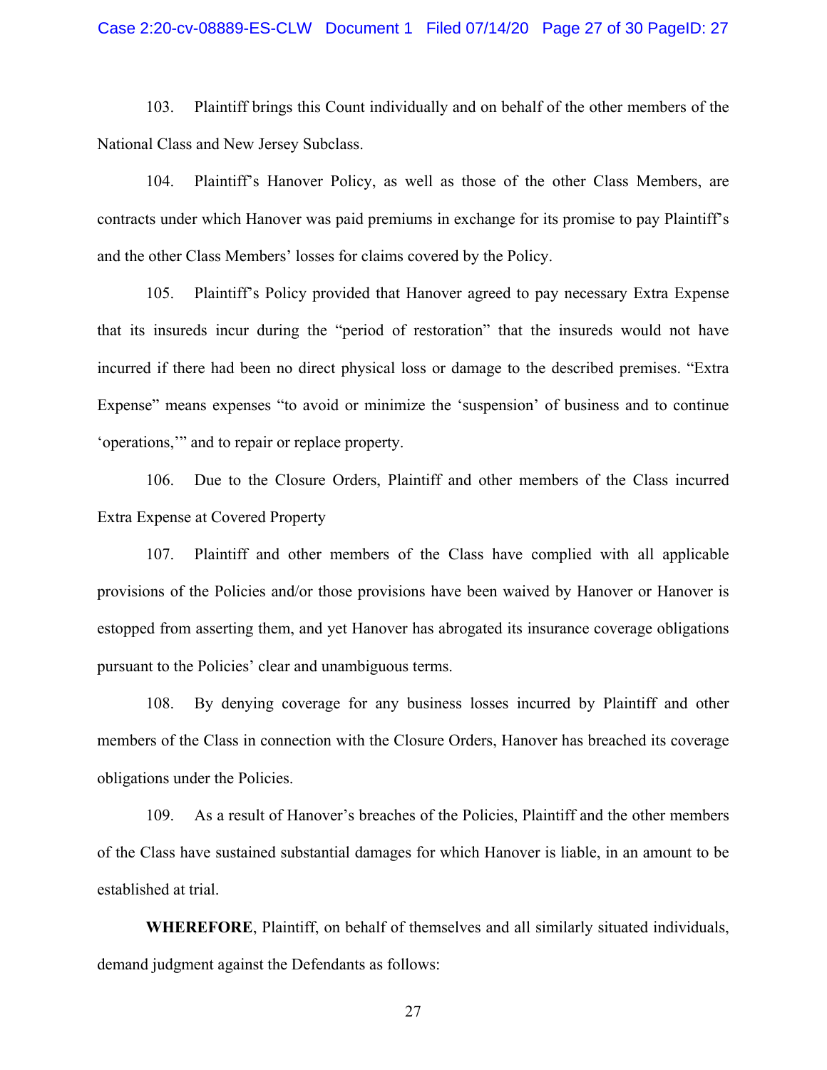103. Plaintiff brings this Count individually and on behalf of the other members of the National Class and New Jersey Subclass.

104. Plaintiff's Hanover Policy, as well as those of the other Class Members, are contracts under which Hanover was paid premiums in exchange for its promise to pay Plaintiff's and the other Class Members' losses for claims covered by the Policy.

105. Plaintiff's Policy provided that Hanover agreed to pay necessary Extra Expense that its insureds incur during the "period of restoration" that the insureds would not have incurred if there had been no direct physical loss or damage to the described premises. "Extra Expense" means expenses "to avoid or minimize the 'suspension' of business and to continue 'operations,'" and to repair or replace property.

106. Due to the Closure Orders, Plaintiff and other members of the Class incurred Extra Expense at Covered Property

107. Plaintiff and other members of the Class have complied with all applicable provisions of the Policies and/or those provisions have been waived by Hanover or Hanover is estopped from asserting them, and yet Hanover has abrogated its insurance coverage obligations pursuant to the Policies' clear and unambiguous terms.

108. By denying coverage for any business losses incurred by Plaintiff and other members of the Class in connection with the Closure Orders, Hanover has breached its coverage obligations under the Policies.

109. As a result of Hanover's breaches of the Policies, Plaintiff and the other members of the Class have sustained substantial damages for which Hanover is liable, in an amount to be established at trial.

**WHEREFORE**, Plaintiff, on behalf of themselves and all similarly situated individuals, demand judgment against the Defendants as follows: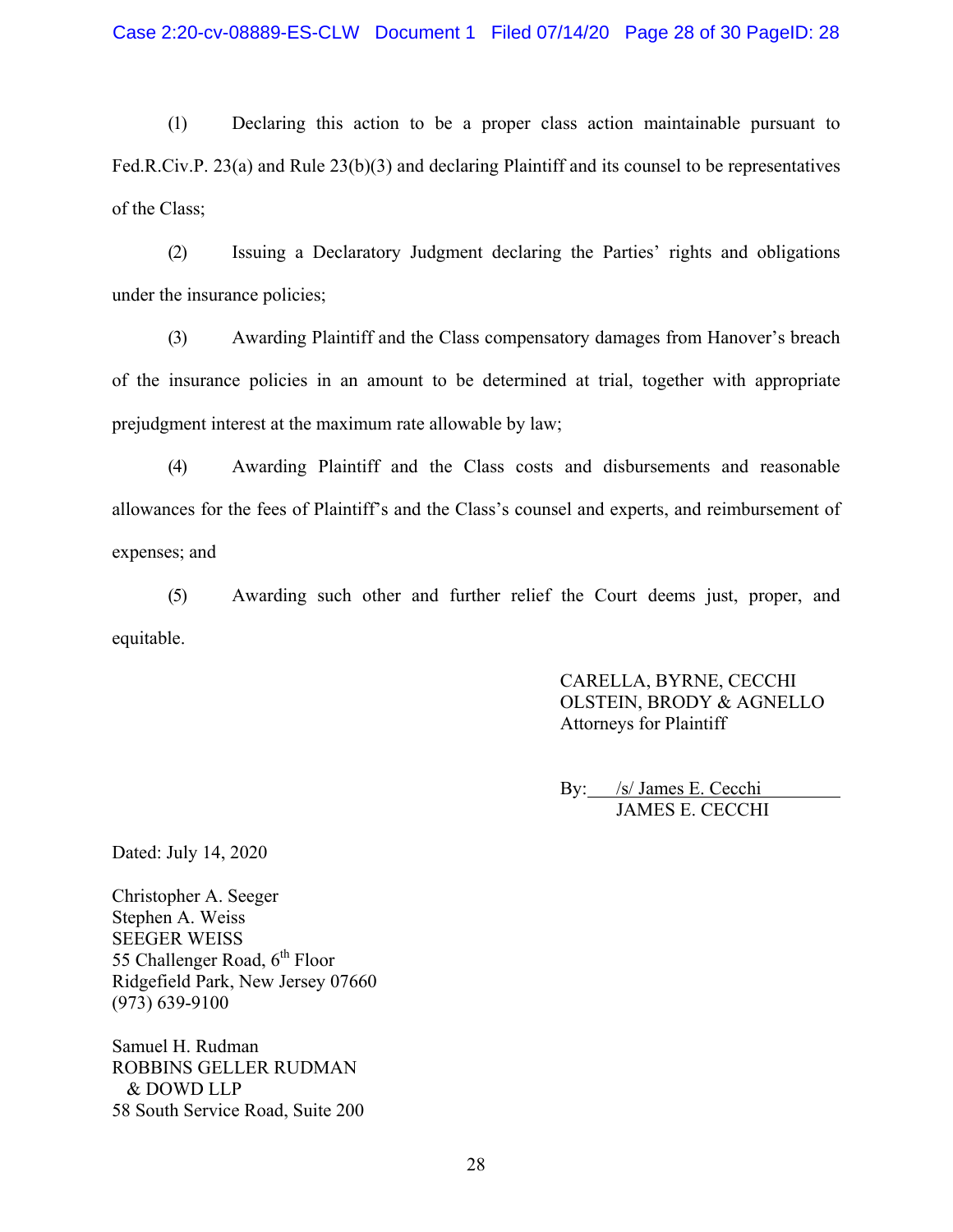(1) Declaring this action to be a proper class action maintainable pursuant to Fed.R.Civ.P. 23(a) and Rule 23(b)(3) and declaring Plaintiff and its counsel to be representatives of the Class;

(2) Issuing a Declaratory Judgment declaring the Parties' rights and obligations under the insurance policies;

(3) Awarding Plaintiff and the Class compensatory damages from Hanover's breach of the insurance policies in an amount to be determined at trial, together with appropriate prejudgment interest at the maximum rate allowable by law;

(4) Awarding Plaintiff and the Class costs and disbursements and reasonable allowances for the fees of Plaintiff's and the Class's counsel and experts, and reimbursement of expenses; and

(5) Awarding such other and further relief the Court deems just, proper, and equitable.

CARELLA, BYRNE, CECCHI
OLSTEIN, BRODY & AGNELLO
Attorneys for Plaintiff

By: /s/ James E. Cecchi
JAMES E. CECCHI

Dated: July 14, 2020

Christopher A. Seeger
Stephen A. Weiss
SEEGER WEISS
55 Challenger Road, 6th Floor
Ridgefield Park, New Jersey 07660
(973) 639-9100

Samuel H. Rudman
ROBBINS GELLER RUDMAN
& DOWD LLP
58 South Service Road, Suite 200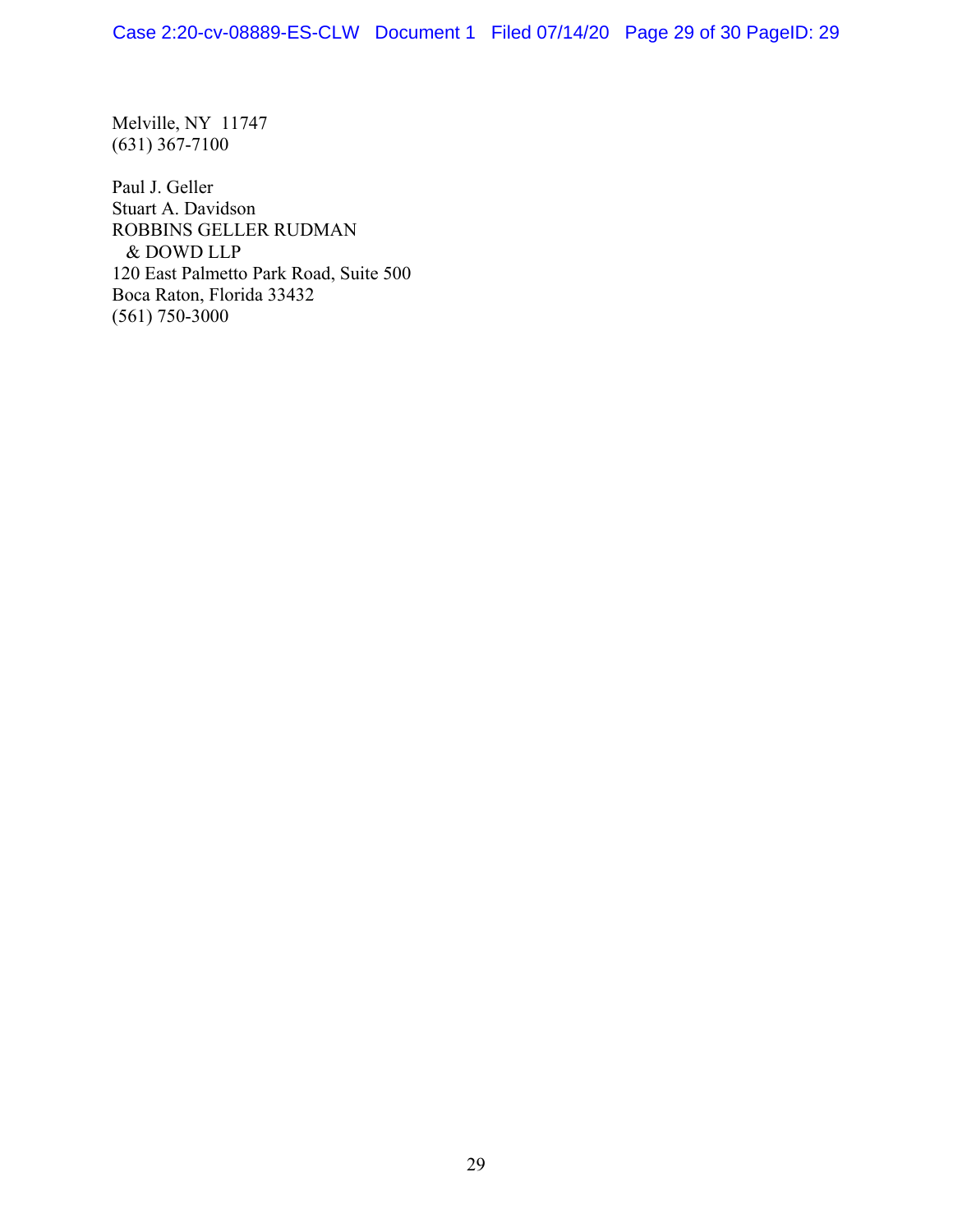Melville, NY 11747
(631) 367-7100

Paul J. Geller
Stuart A. Davidson
ROBBINS GELLER RUDMAN
& DOWD LLP
120 East Palmetto Park Road, Suite 500
Boca Raton, Florida 33432
(561) 750-3000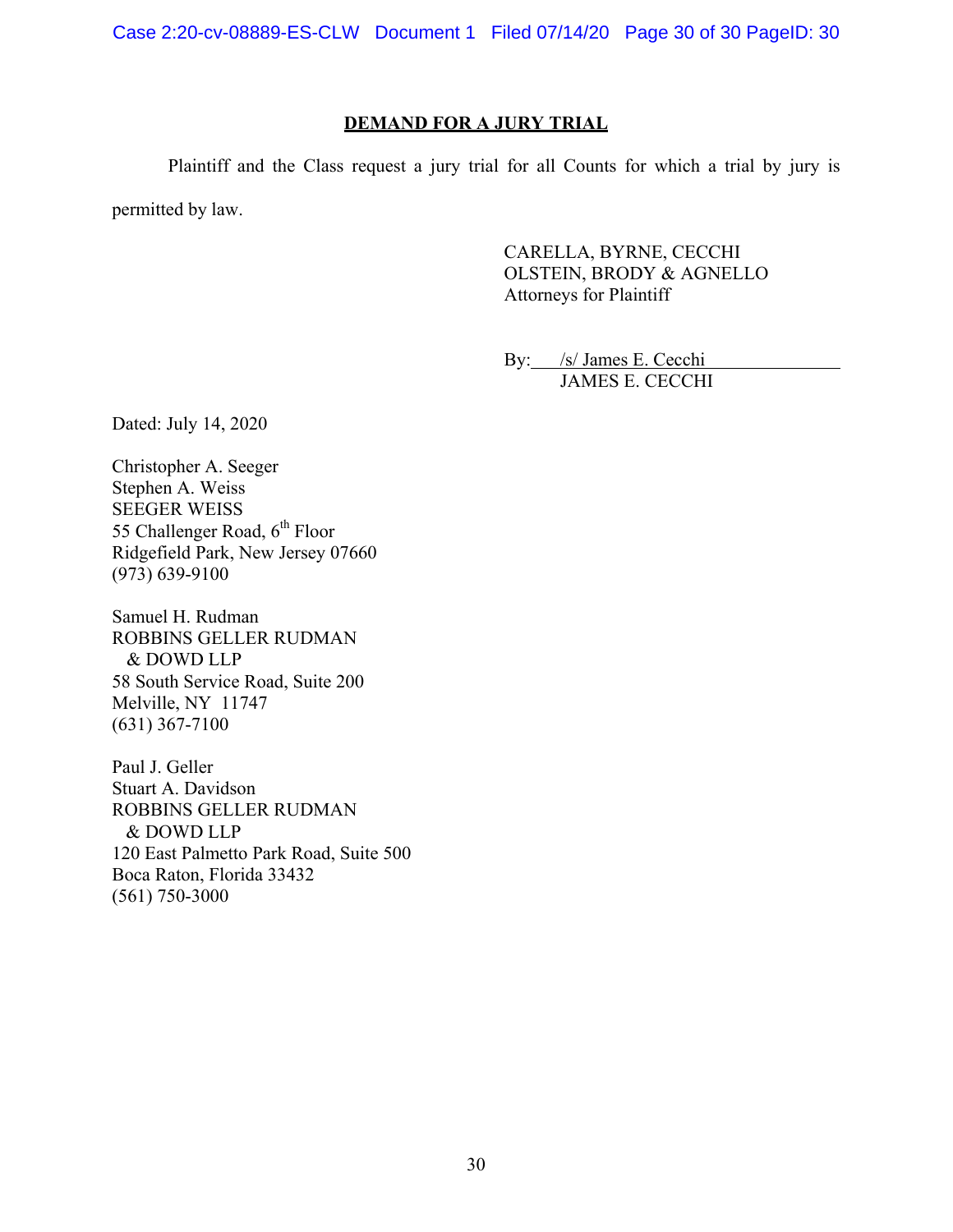## DEMAND FOR A JURY TRIAL

Plaintiff and the Class request a jury trial for all Counts for which a trial by jury is permitted by law.

CARELLA, BYRNE, CECCHI
OLSTEIN, BRODY & AGNELLO
Attorneys for Plaintiff

By: /s/ James E. Cecchi
JAMES E. CECCHI

Dated: July 14, 2020

Christopher A. Seeger
Stephen A. Weiss
SEEGER WEISS
55 Challenger Road, 6th Floor
Ridgefield Park, New Jersey 07660
(973) 639-9100

Samuel H. Rudman
ROBBINS GELLER RUDMAN
& DOWD LLP
58 South Service Road, Suite 200
Melville, NY 11747
(631) 367-7100

Paul J. Geller
Stuart A. Davidson
ROBBINS GELLER RUDMAN
& DOWD LLP
120 East Palmetto Park Road, Suite 500
Boca Raton, Florida 33432
(561) 750-3000